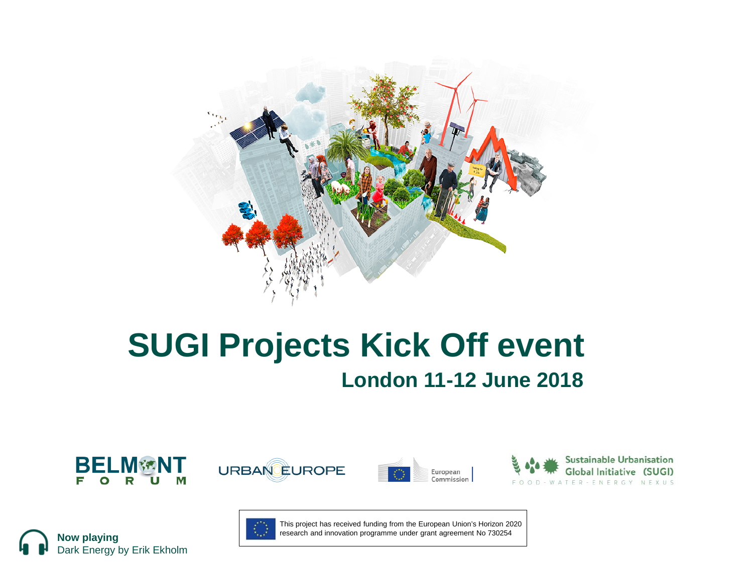# SUGI Projects Kick Off event

## London 11-12 June 2018

BELMONT FORUM

URBAN EUROPE

European Commission

Sustainable Urbanisation Global Initiative (SUGI)
FOOD-WATER-ENERGY NEXUS

This project has received funding from the European Union's Horizon 2020 research and innovation programme under grant agreement No 730254

**Now playing**
Dark Energy by Erik Ekholm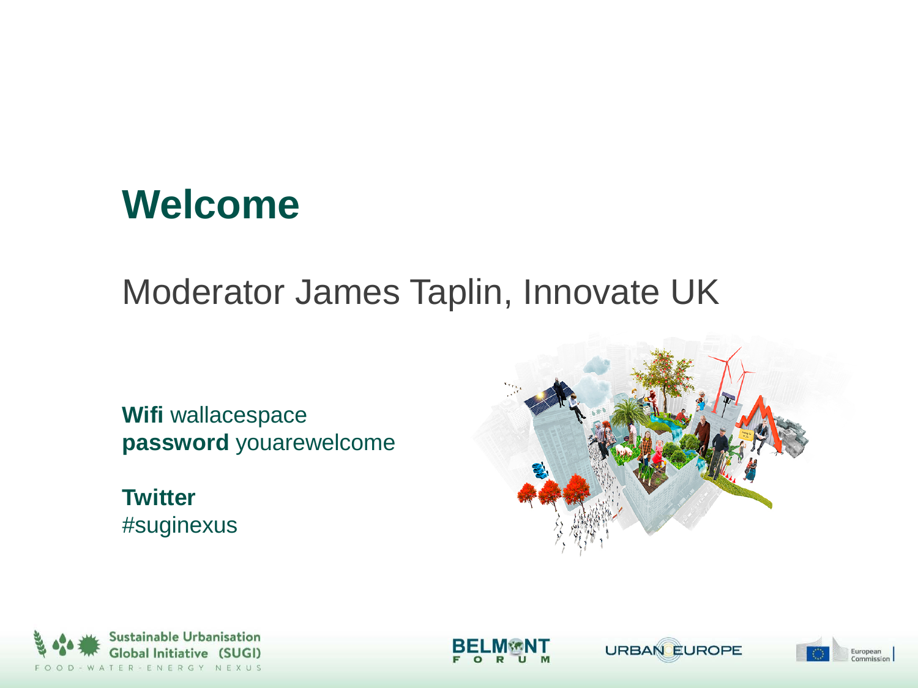# Welcome

Moderator James Taplin, Innovate UK

**Wifi** wallacespace
**password** youarewelcome

**Twitter**
#suginexus

Sustainable Urbanisation Global Initiative (SUGI)
FOOD-WATER-ENERGY NEXUS

BELMONT FORUM

URBAN EUROPE

European Commission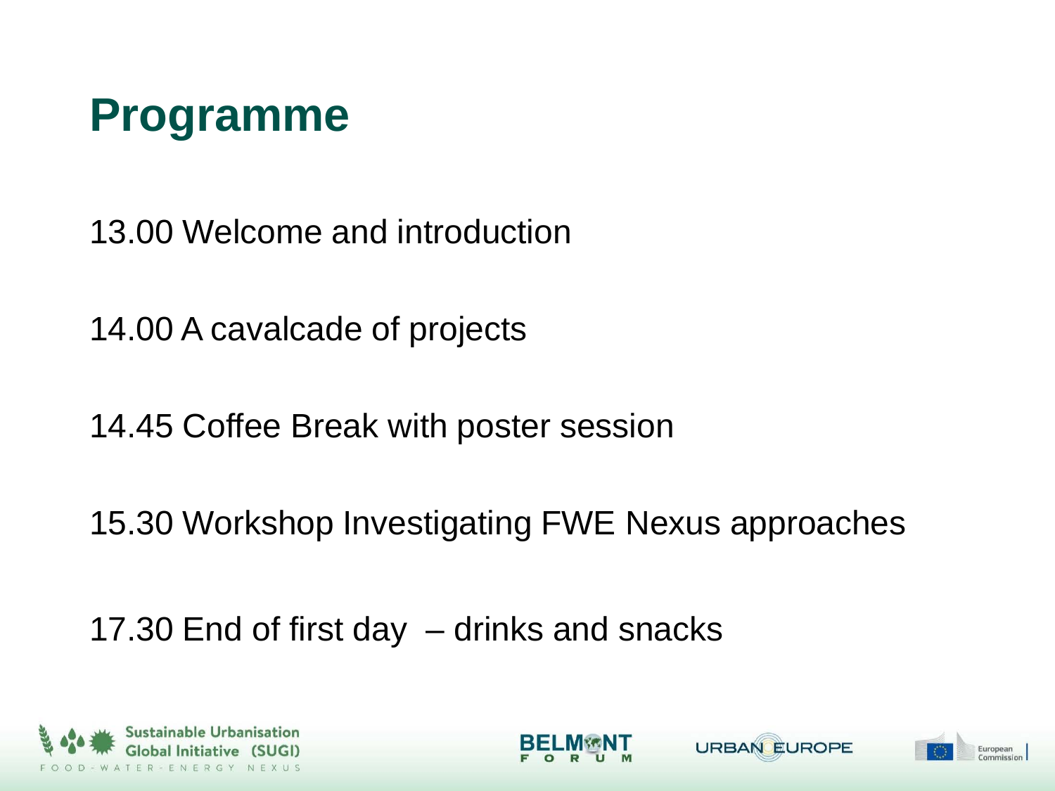# Programme

13.00 Welcome and introduction

14.00 A cavalcade of projects

14.45 Coffee Break with poster session

15.30 Workshop Investigating FWE Nexus approaches

17.30 End of first day – drinks and snacks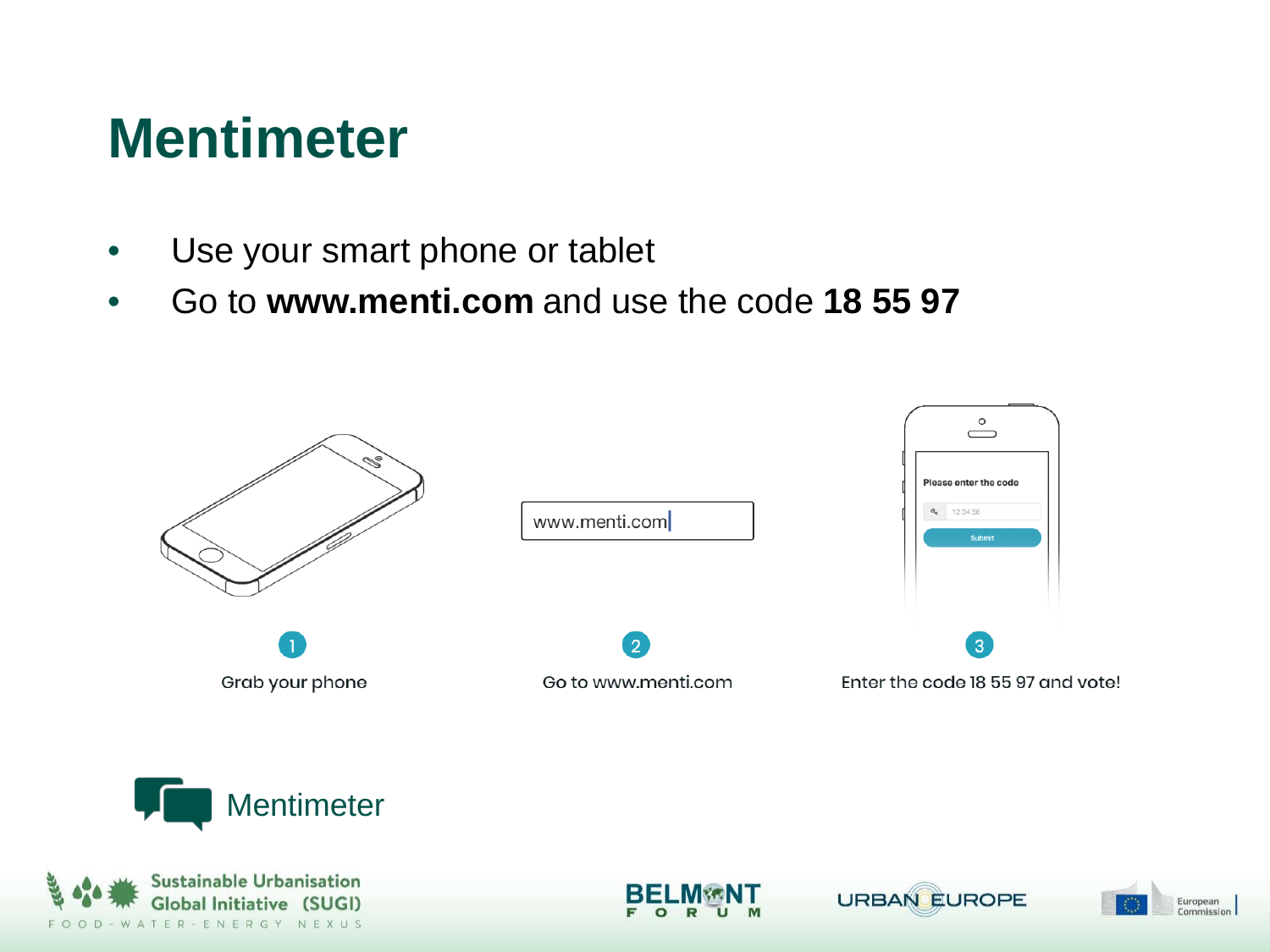# Mentimeter

- Use your smart phone or tablet
- Go to **www.menti.com** and use the code **18 55 97**

www.menti.com

Please enter the code

1 Grab your phone

2 Go to www.menti.com

3 Enter the code 18 55 97 and vote!

Mentimeter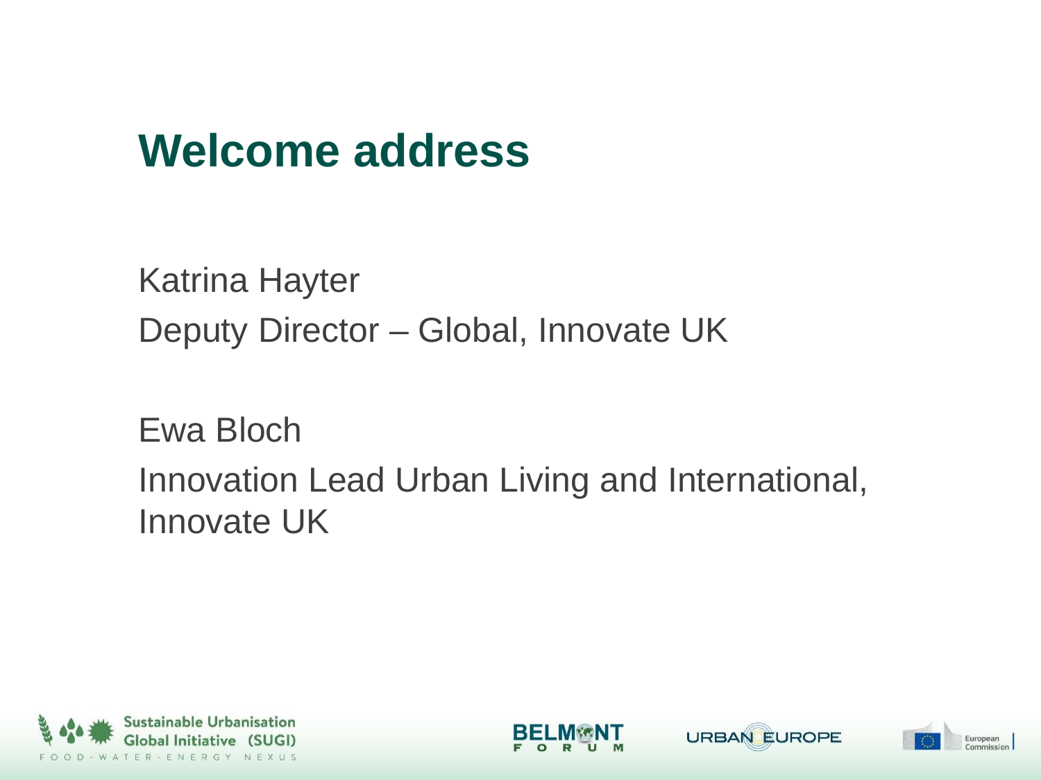# Welcome address

Katrina Hayter

Deputy Director – Global, Innovate UK

Ewa Bloch

Innovation Lead Urban Living and International, Innovate UK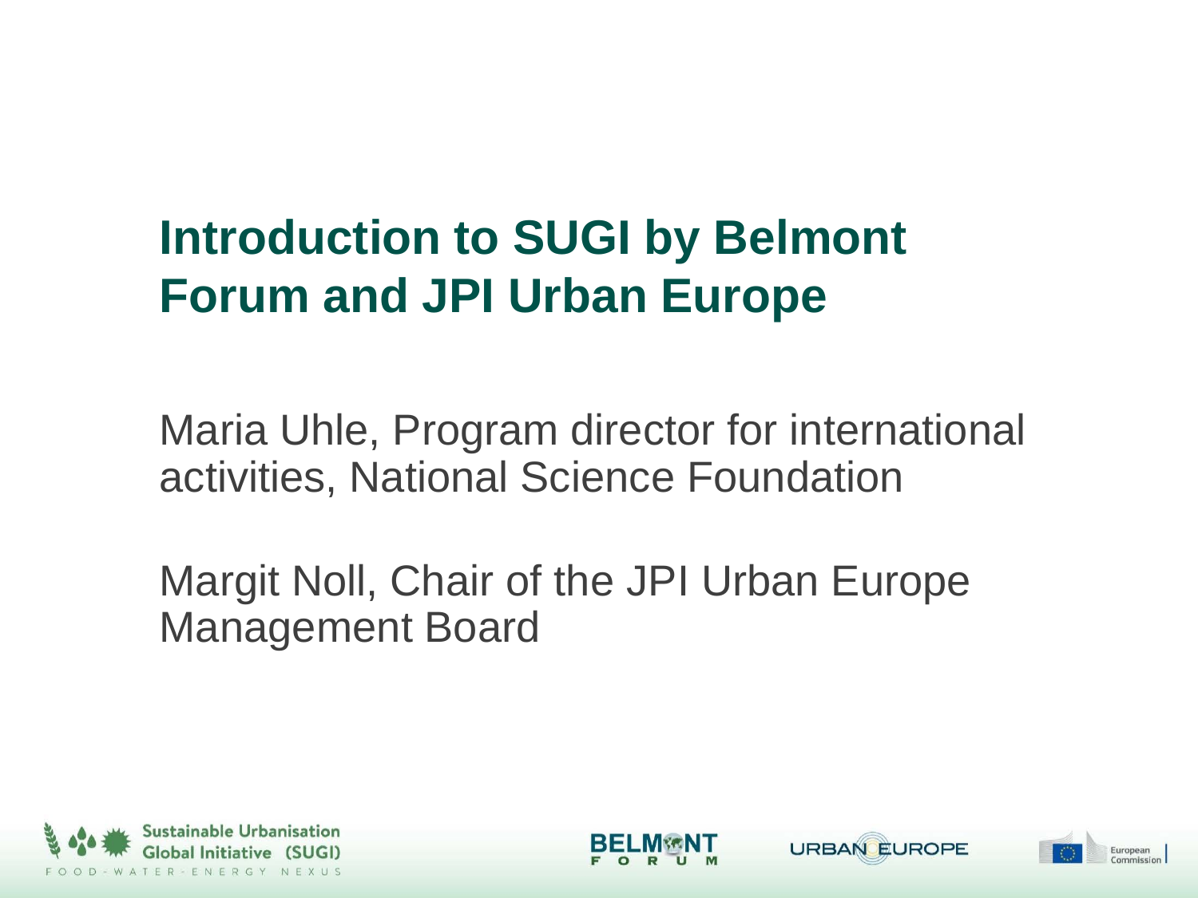# Introduction to SUGI by Belmont Forum and JPI Urban Europe

Maria Uhle, Program director for international activities, National Science Foundation

Margit Noll, Chair of the JPI Urban Europe Management Board

Sustainable Urbanisation Global Initiative (SUGI)
FOOD - WATER - ENERGY NEXUS

BELMONT FORUM

URBAN EUROPE

European Commission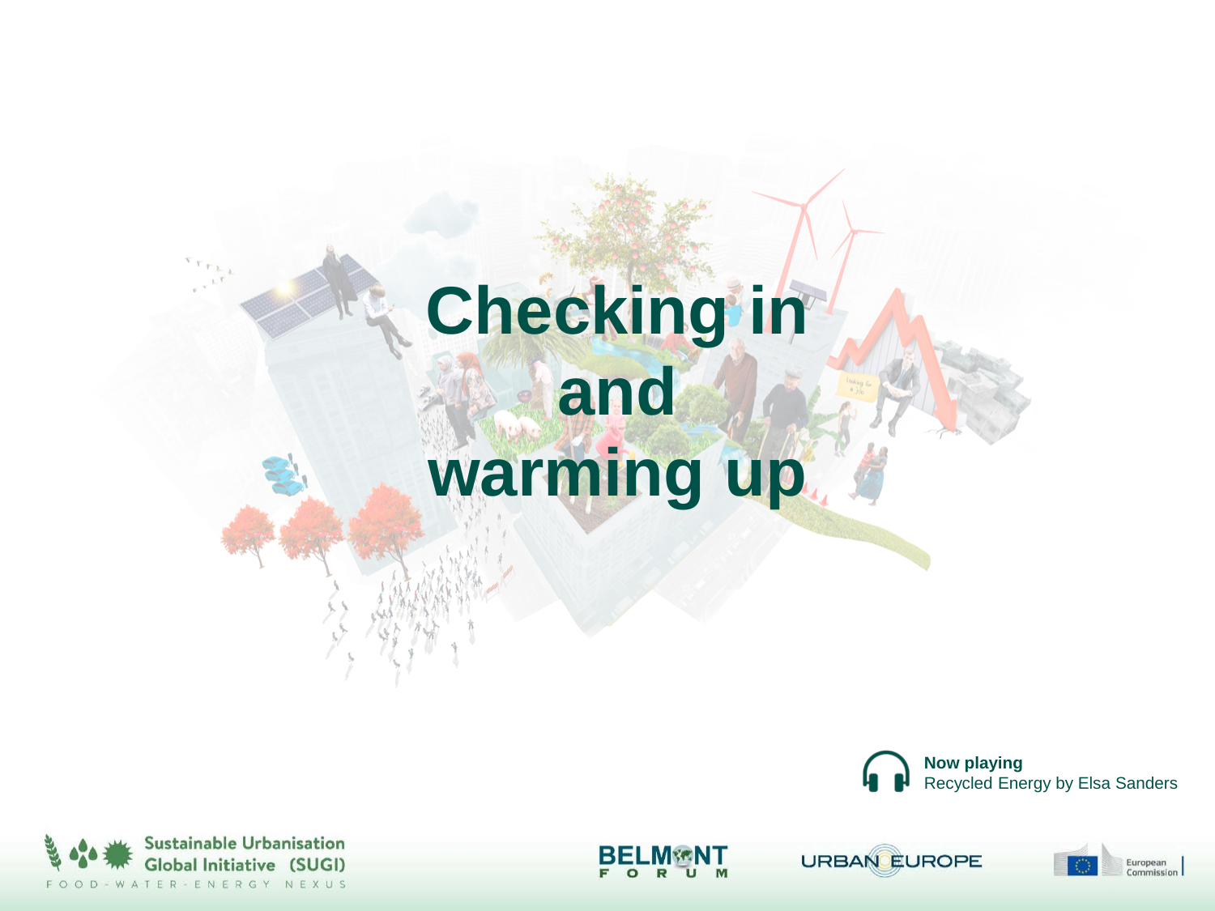# Checking in and warming up

**Now playing**
Recycled Energy by Elsa Sanders

Sustainable Urbanisation Global Initiative (SUGI)
FOOD-WATER-ENERGY NEXUS

BELMONT FORUM

URBAN EUROPE

European Commission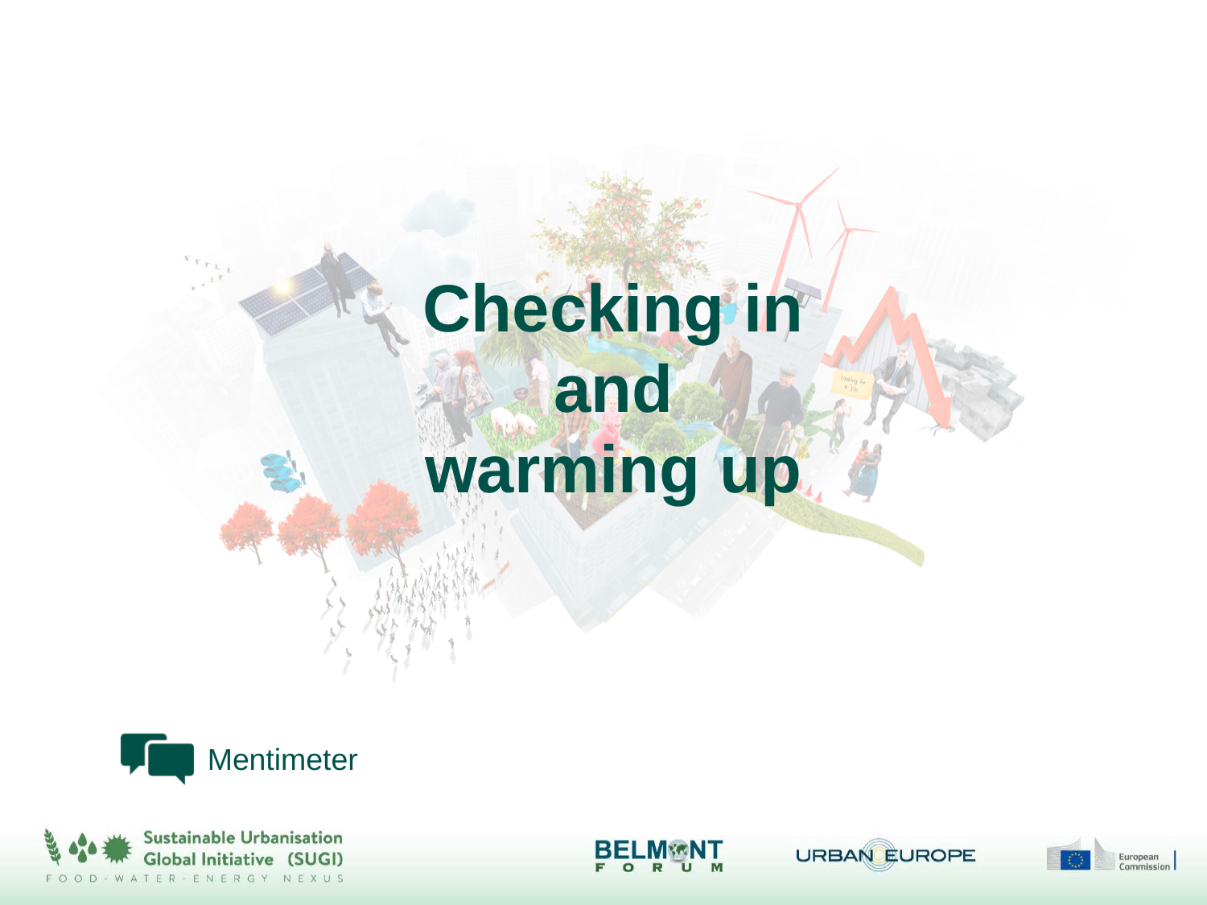# Checking in and warming up

Mentimeter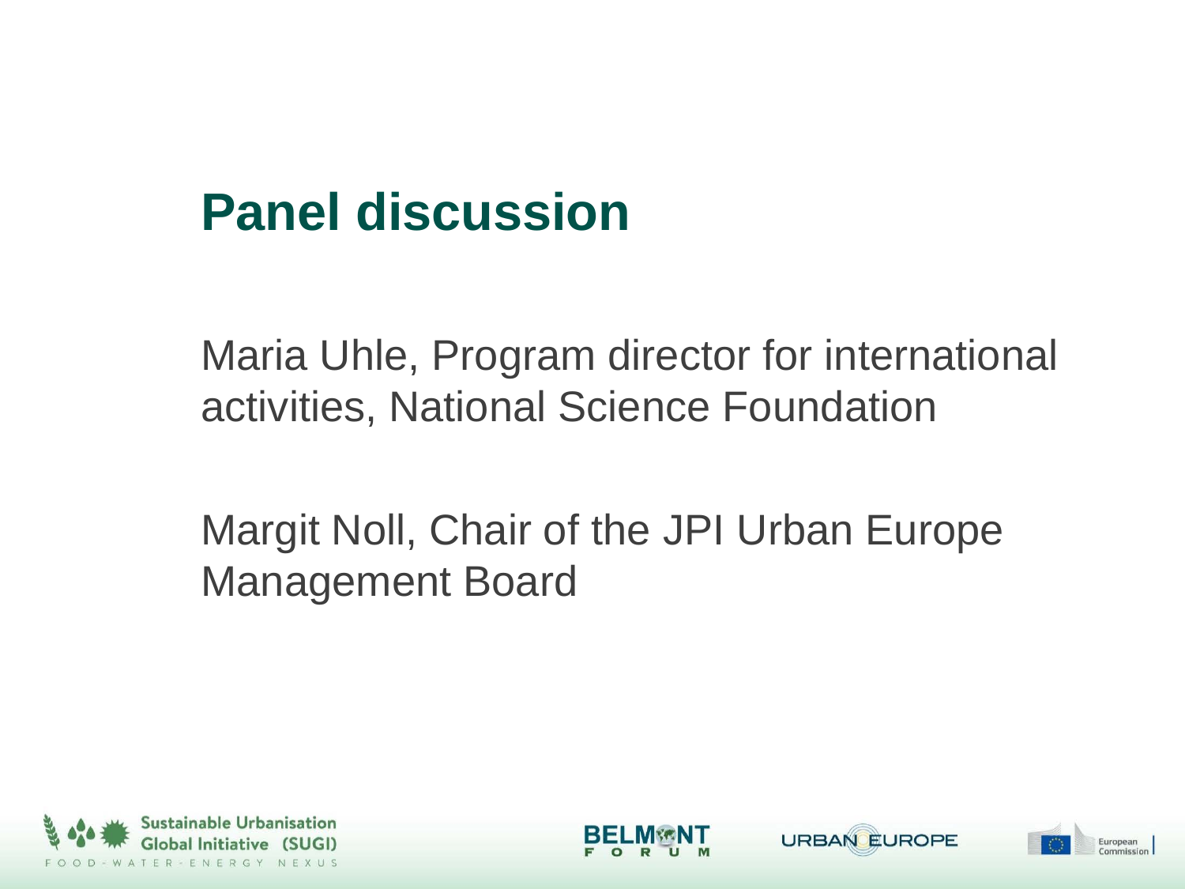# Panel discussion

Maria Uhle, Program director for international activities, National Science Foundation

Margit Noll, Chair of the JPI Urban Europe Management Board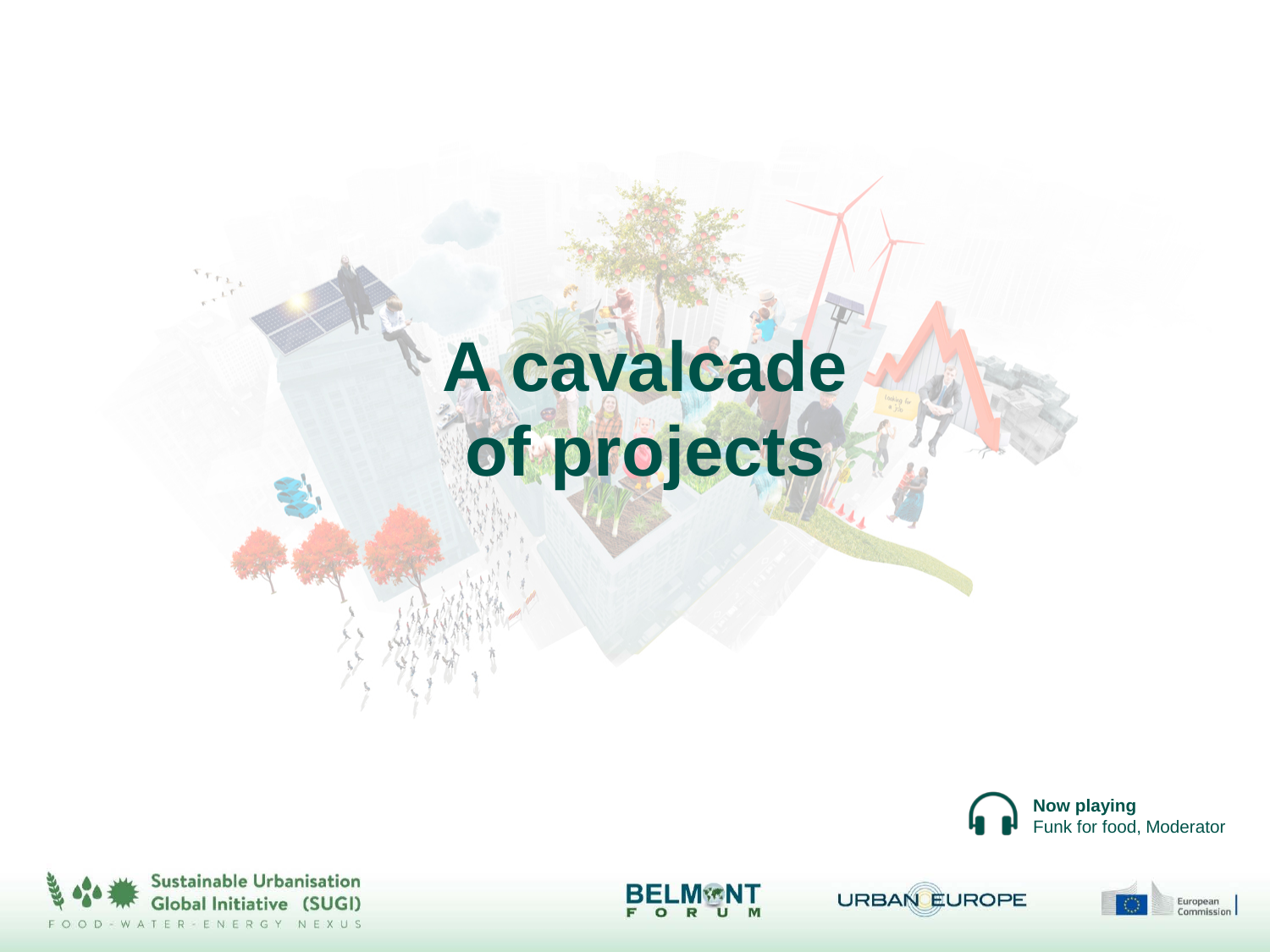# A cavalcade of projects

**Now playing**
Funk for food, Moderator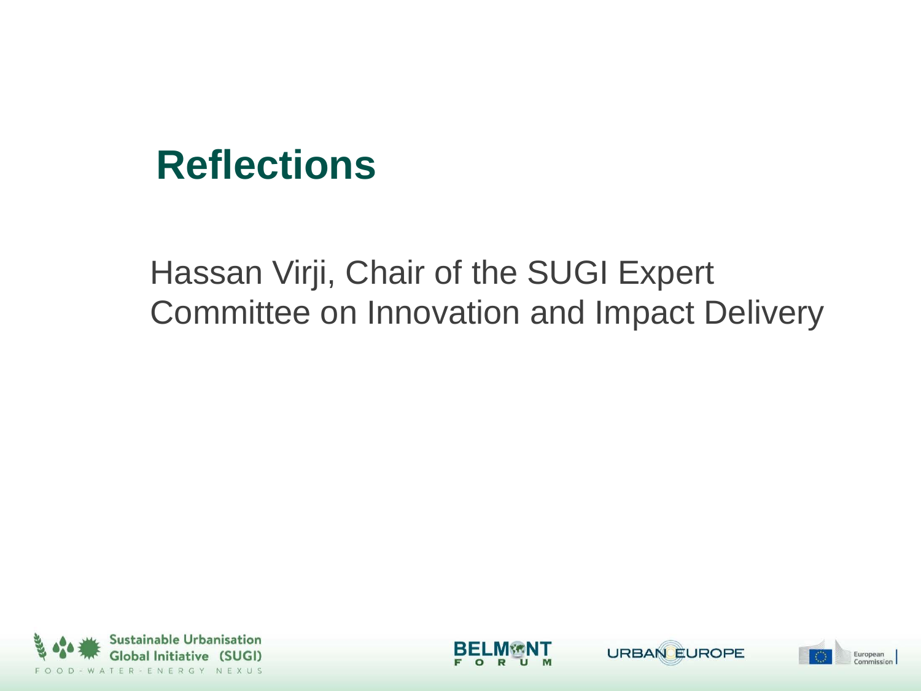# Reflections

Hassan Virji, Chair of the SUGI Expert Committee on Innovation and Impact Delivery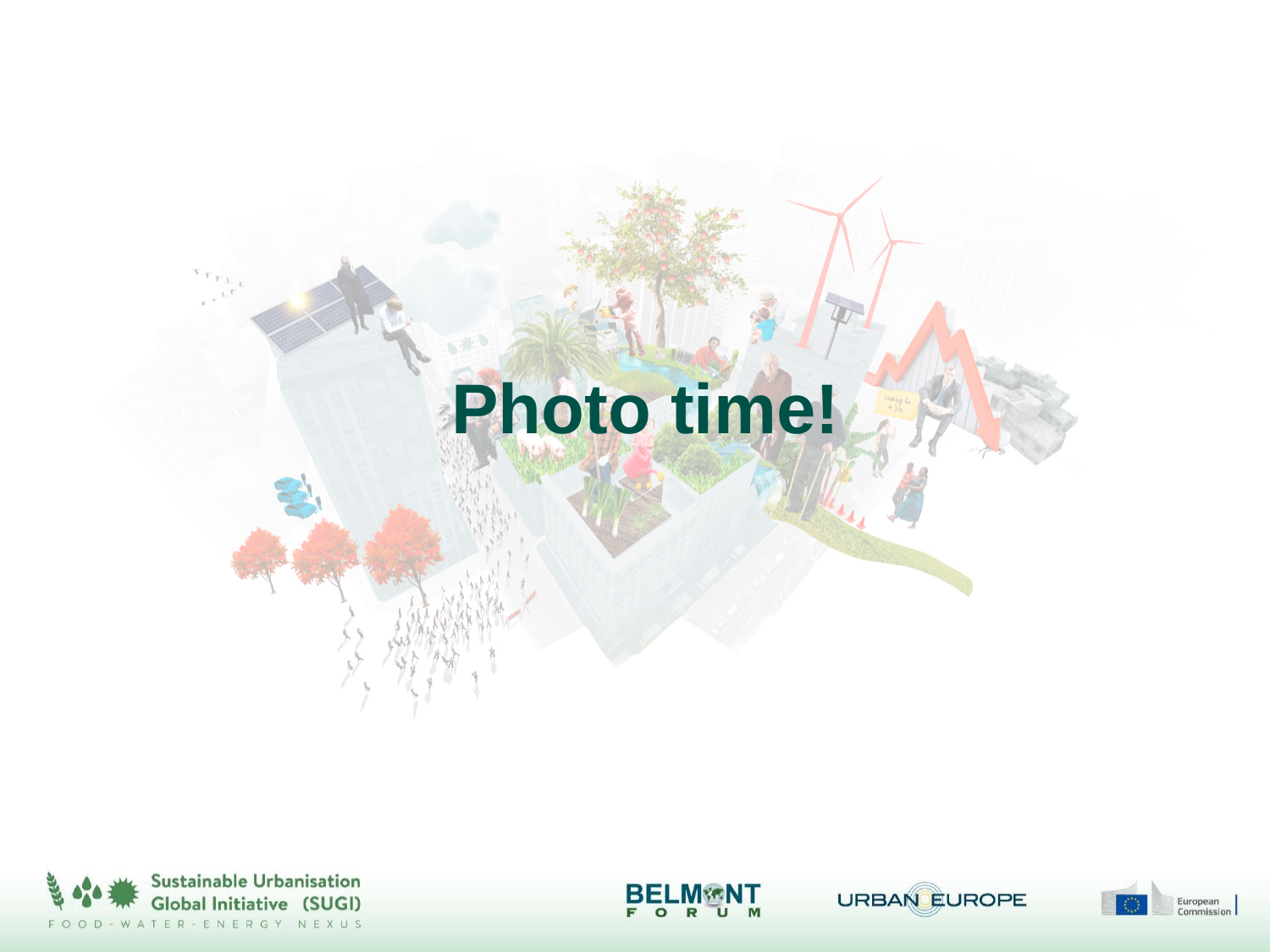# Photo time!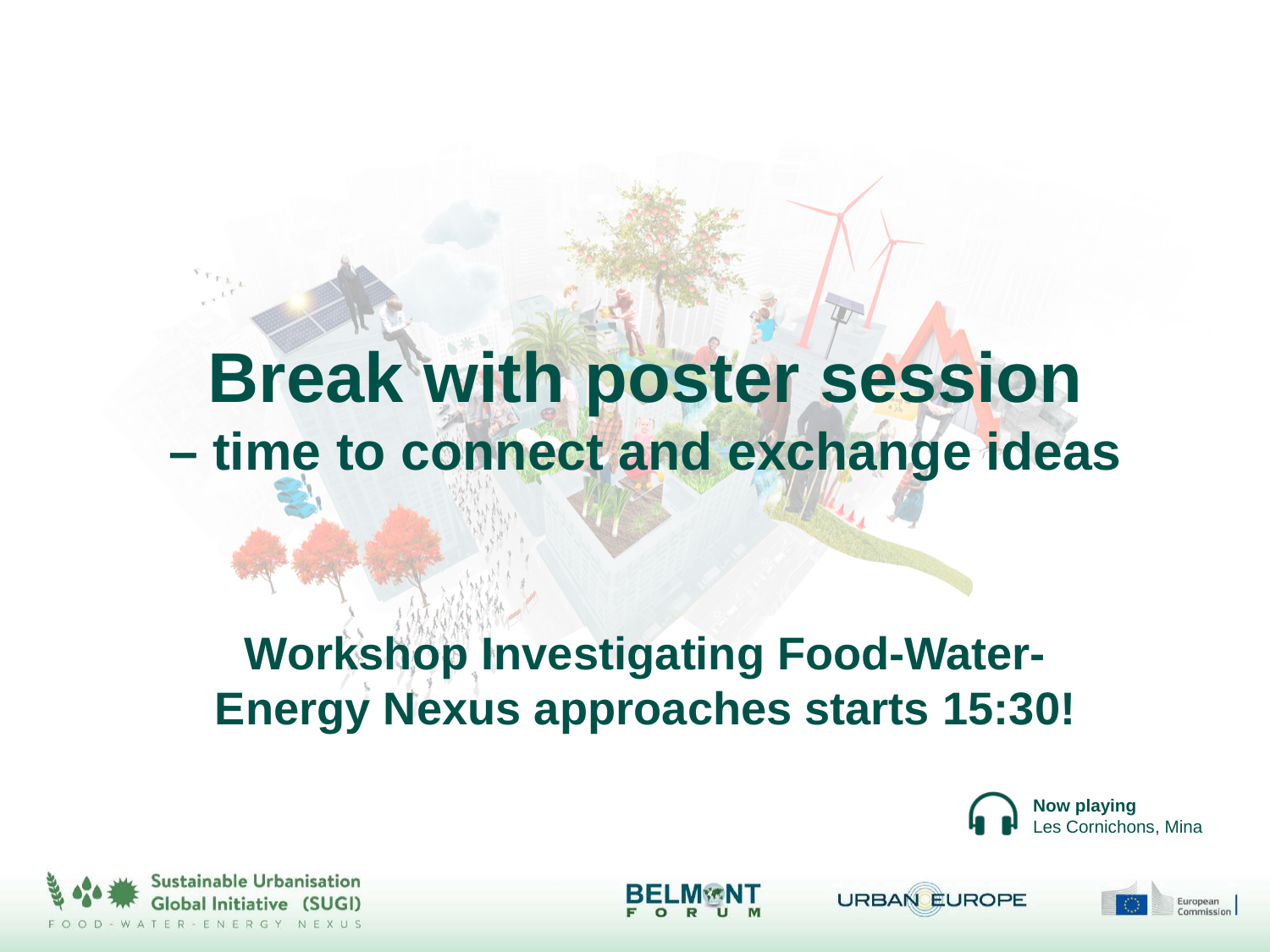# Break with poster session

## – time to connect and exchange ideas

**Workshop Investigating Food-Water-Energy Nexus approaches starts 15:30!**

**Now playing**
Les Cornichons, Mina

Sustainable Urbanisation Global Initiative (SUGI)
FOOD-WATER-ENERGY NEXUS

BELMONT FORUM

URBAN EUROPE

European Commission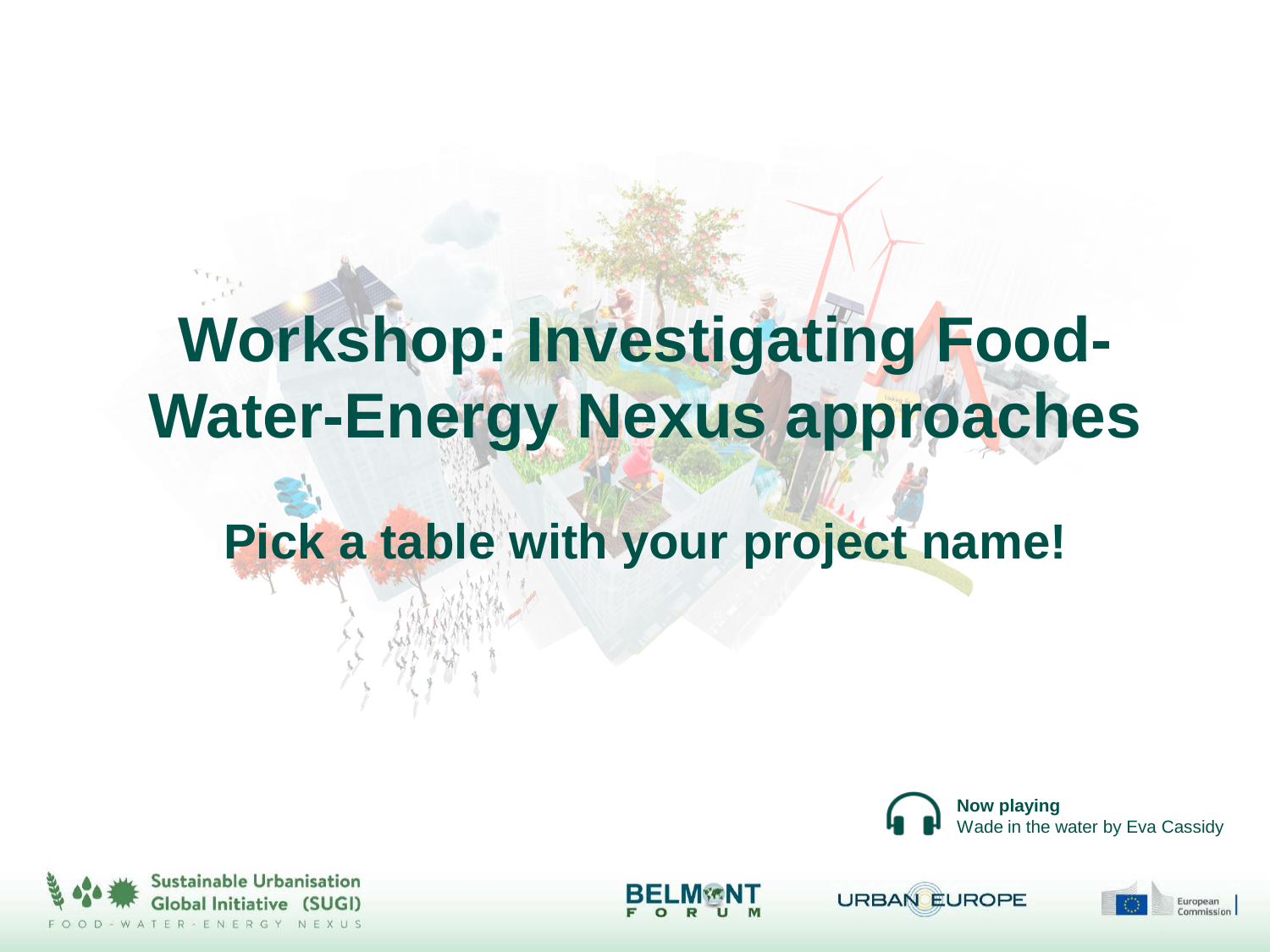# Workshop: Investigating Food-Water-Energy Nexus approaches

## Pick a table with your project name!

**Now playing**
Wade in the water by Eva Cassidy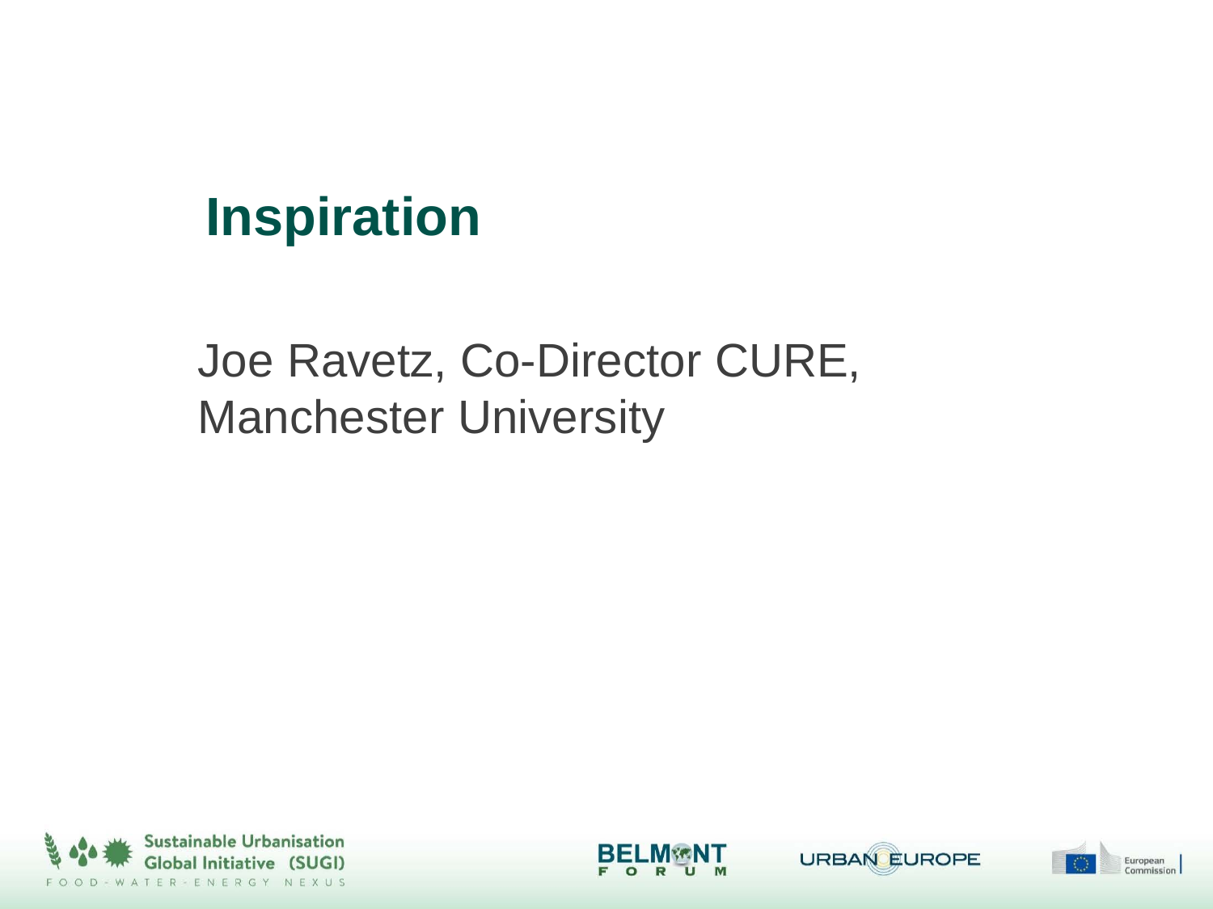# Inspiration

Joe Ravetz, Co-Director CURE, Manchester University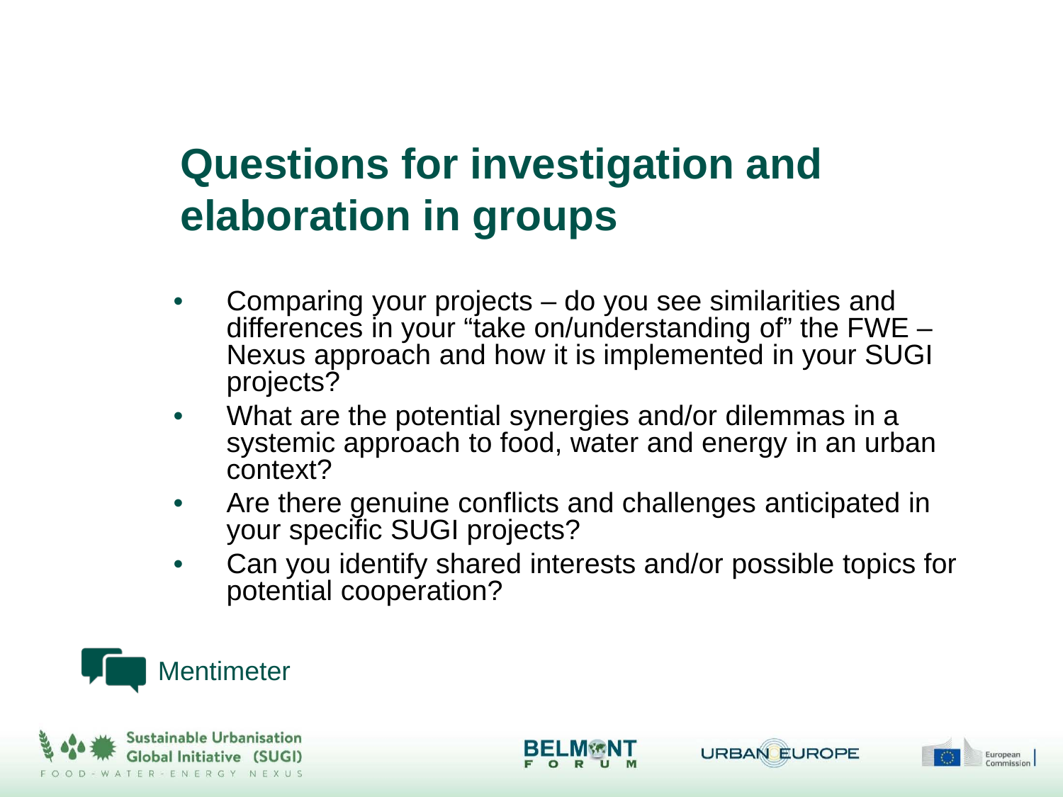# Questions for investigation and elaboration in groups

- Comparing your projects – do you see similarities and differences in your "take on/understanding of" the FWE – Nexus approach and how it is implemented in your SUGI projects?
- What are the potential synergies and/or dilemmas in a systemic approach to food, water and energy in an urban context?
- Are there genuine conflicts and challenges anticipated in your specific SUGI projects?
- Can you identify shared interests and/or possible topics for potential cooperation?

Mentimeter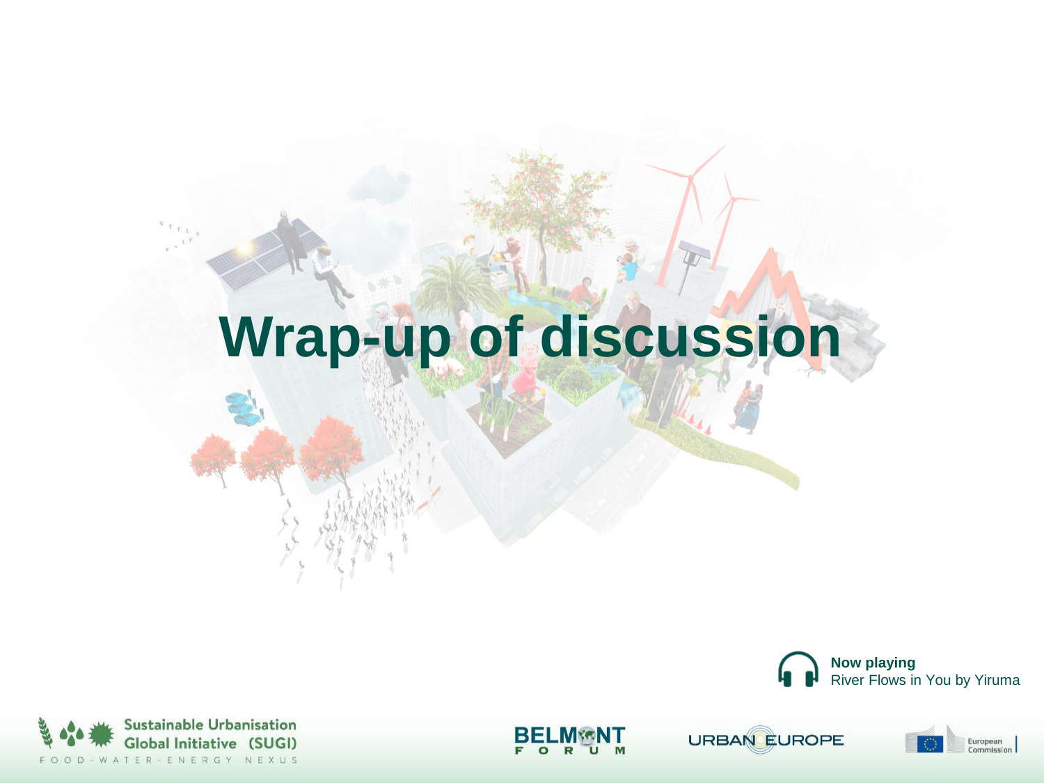# Wrap-up of discussion

**Now playing**
River Flows in You by Yiruma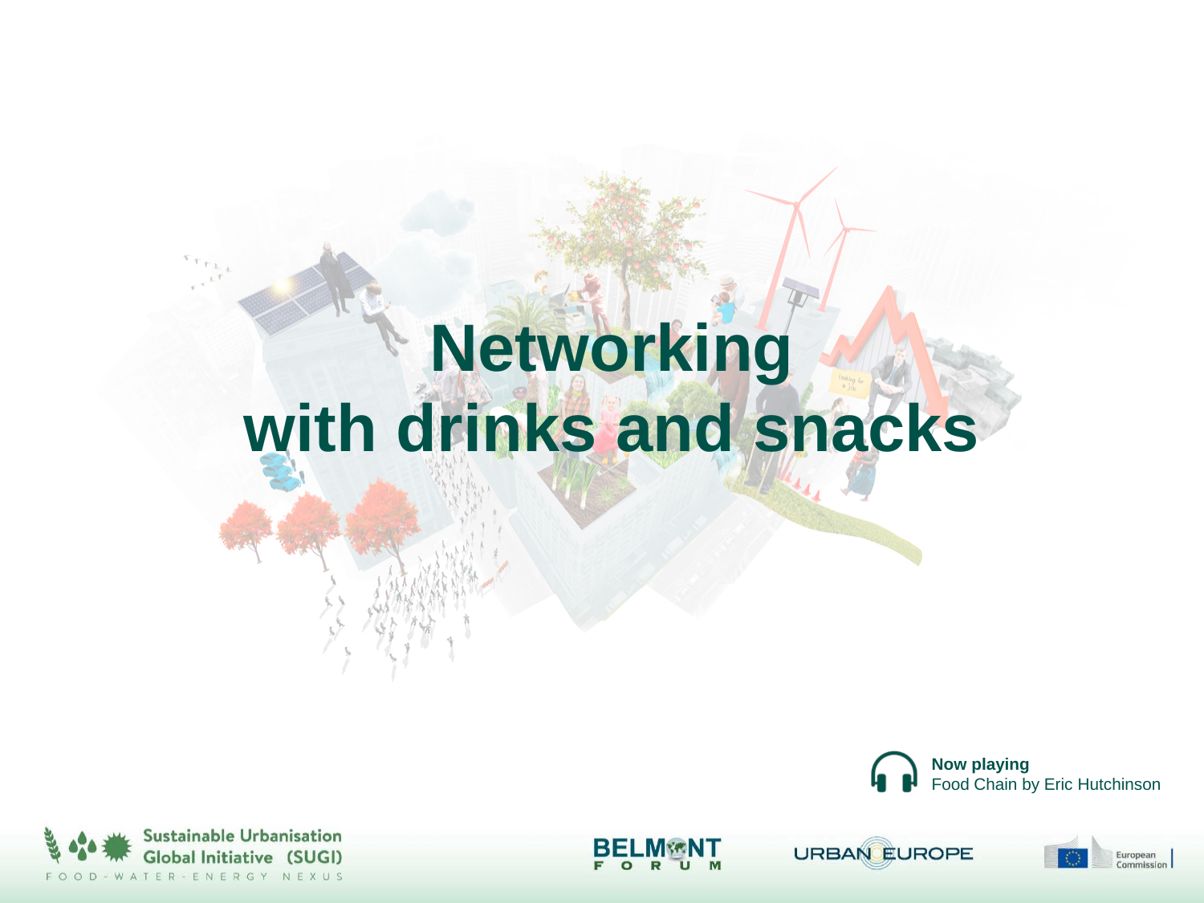# Networking with drinks and snacks

**Now playing**
Food Chain by Eric Hutchinson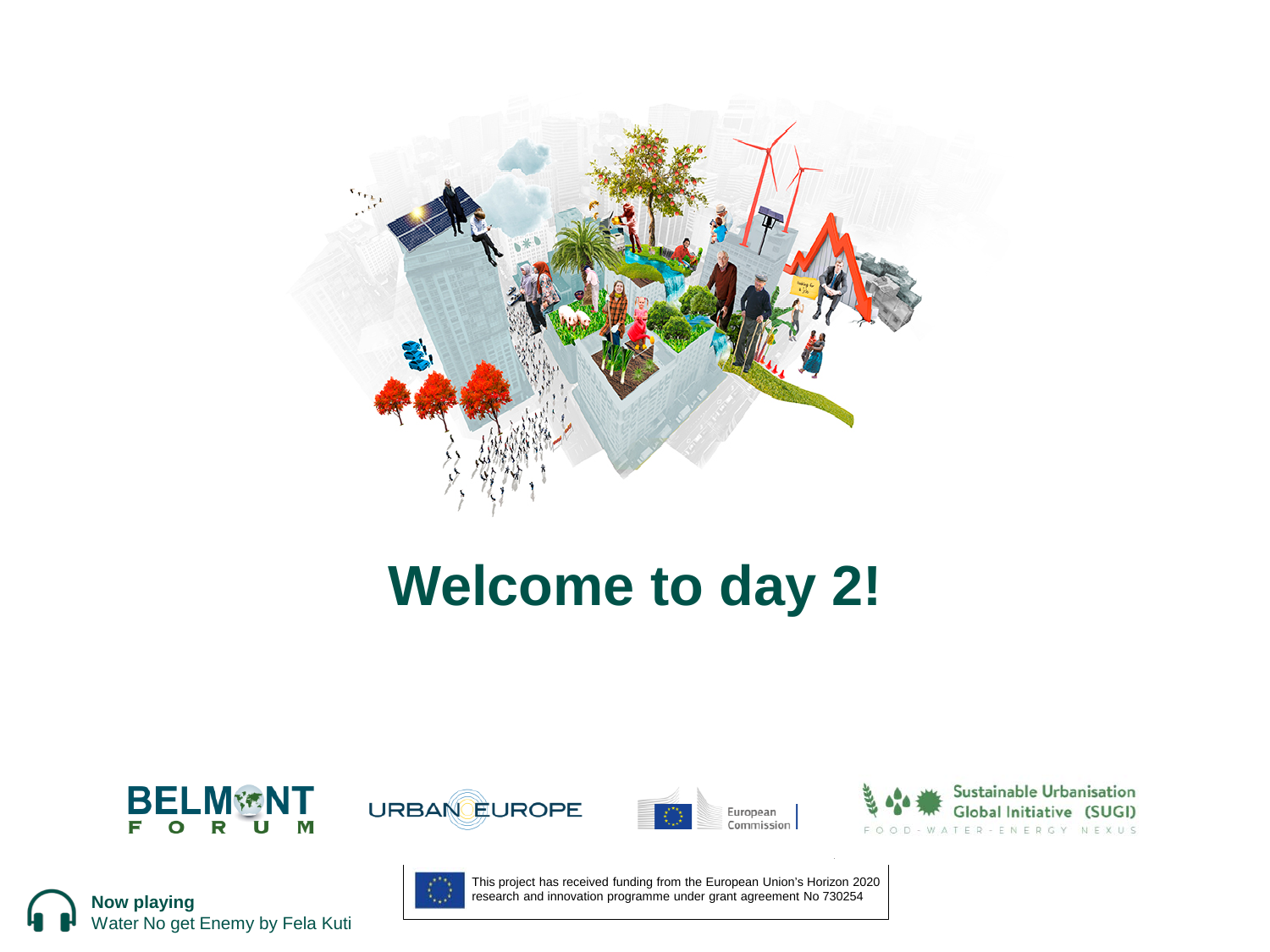# Welcome to day 2!

**BELMONT FORUM**

URBAN EUROPE

European Commission

Sustainable Urbanisation Global Initiative (SUGI)
FOOD-WATER-ENERGY NEXUS

This project has received funding from the European Union's Horizon 2020 research and innovation programme under grant agreement No 730254

**Now playing**
Water No get Enemy by Fela Kuti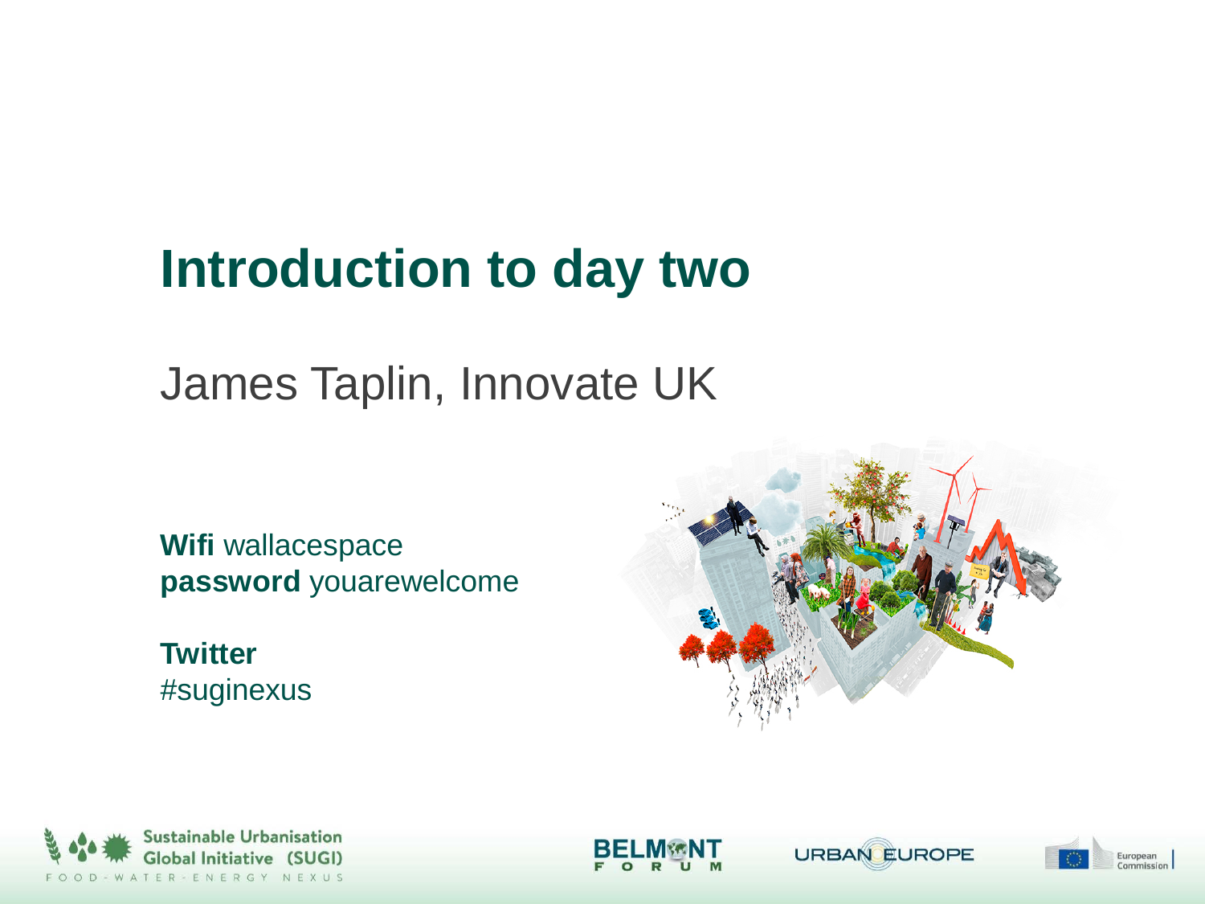# Introduction to day two

James Taplin, Innovate UK

**Wifi** wallacespace
**password** youarewelcome

**Twitter**
#suginexus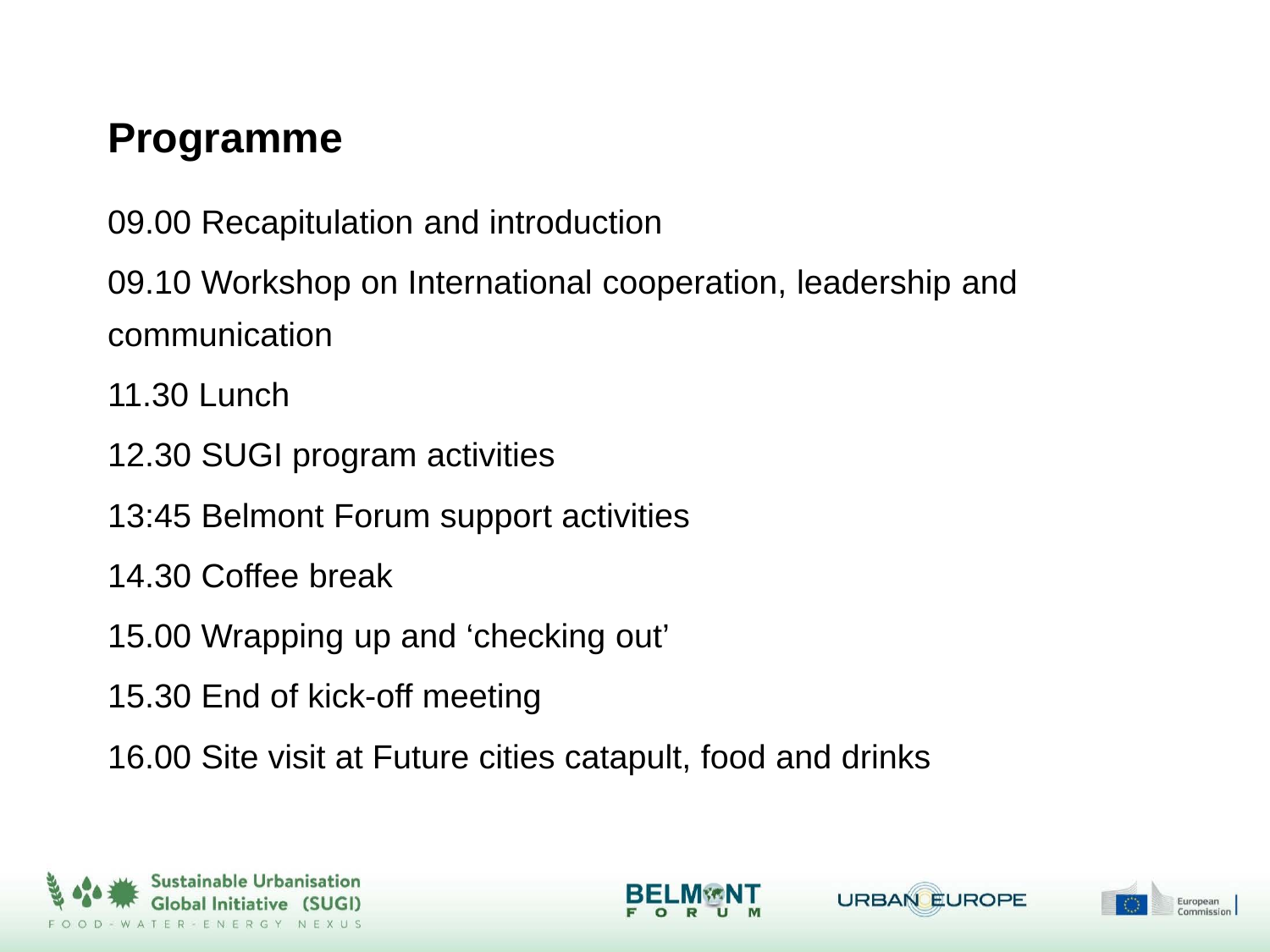# Programme

09.00 Recapitulation and introduction

09.10 Workshop on International cooperation, leadership and communication

11.30 Lunch

12.30 SUGI program activities

13:45 Belmont Forum support activities

14.30 Coffee break

15.00 Wrapping up and 'checking out'

15.30 End of kick-off meeting

16.00 Site visit at Future cities catapult, food and drinks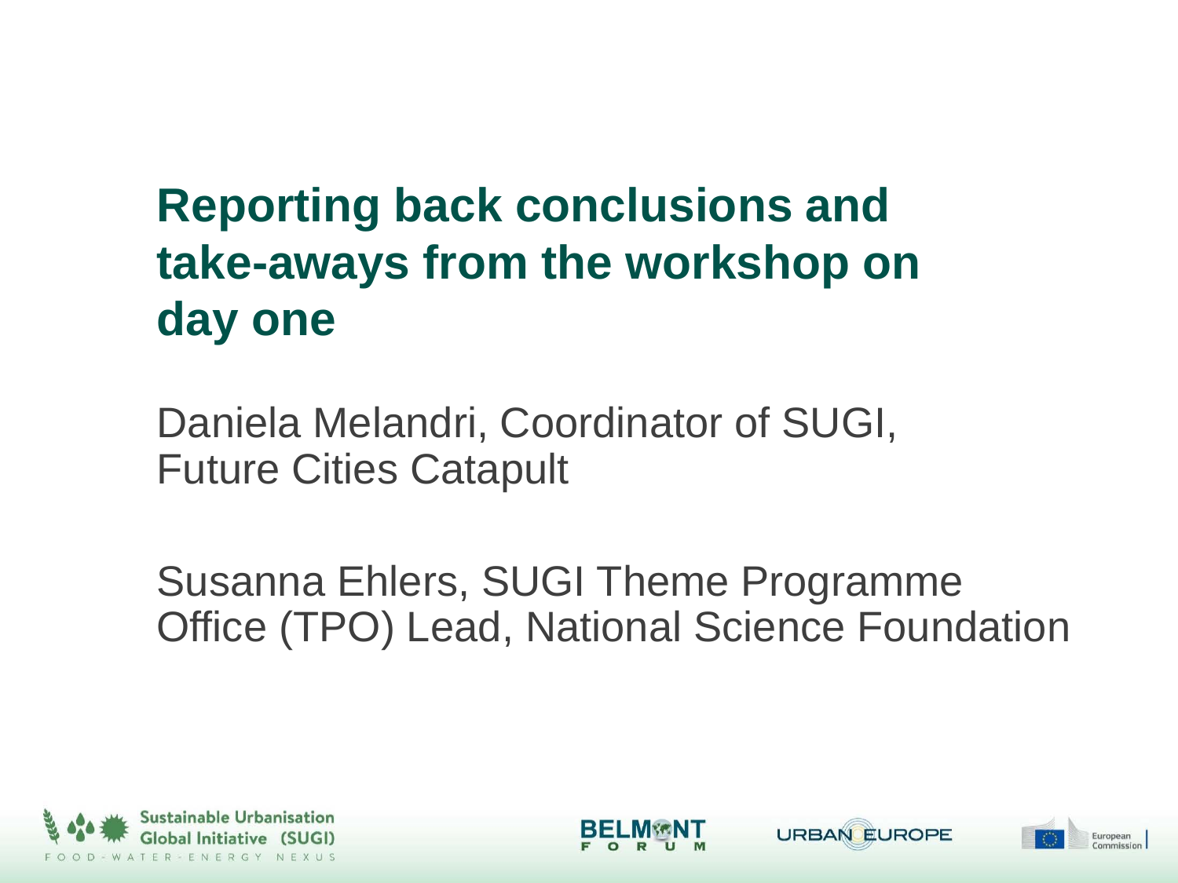# Reporting back conclusions and take-aways from the workshop on day one

Daniela Melandri, Coordinator of SUGI, Future Cities Catapult

Susanna Ehlers, SUGI Theme Programme Office (TPO) Lead, National Science Foundation

Sustainable Urbanisation Global Initiative (SUGI)
FOOD-WATER-ENERGY NEXUS

BELMONT FORUM

URBAN EUROPE

European Commission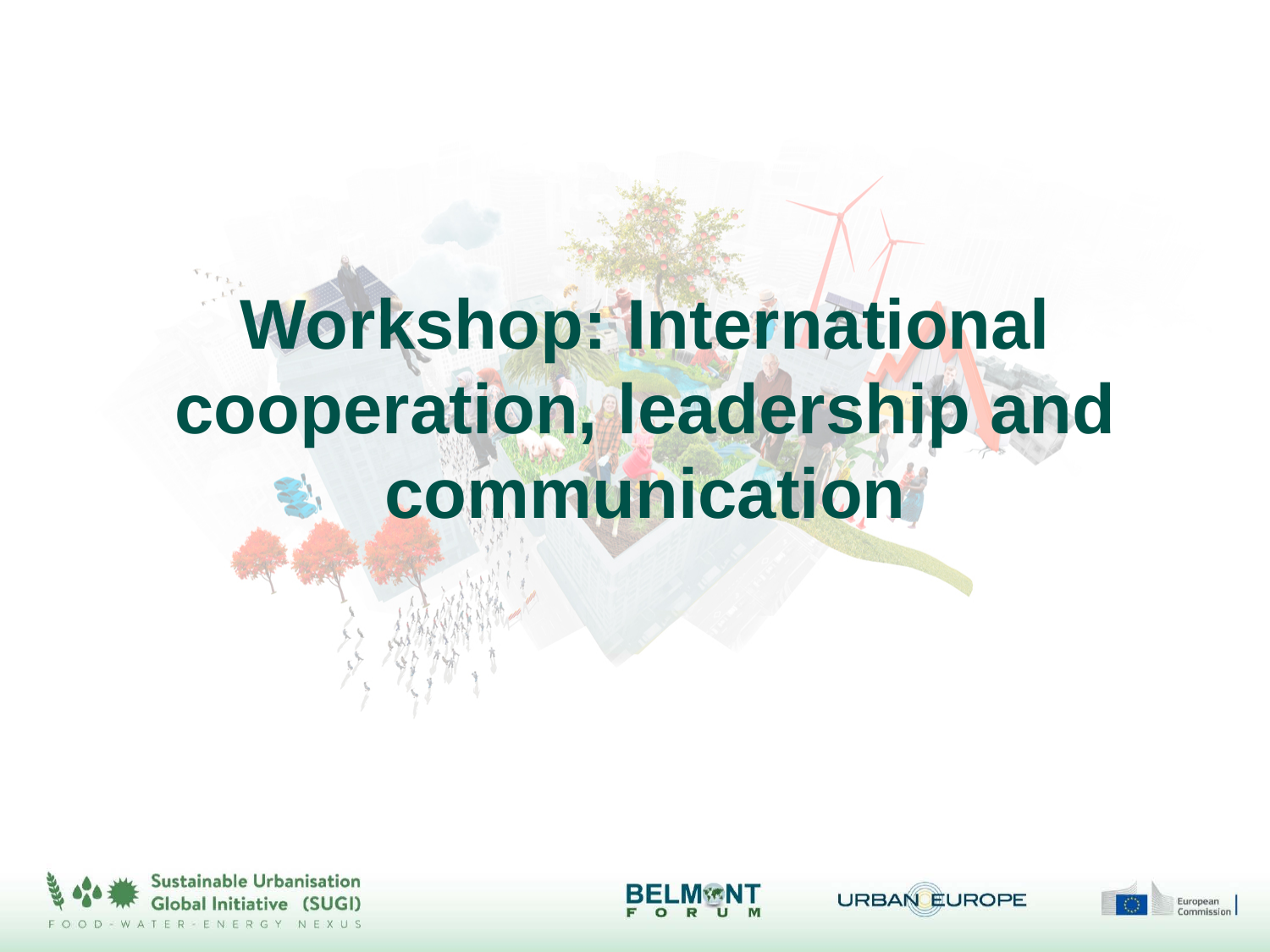# Workshop: International cooperation, leadership and communication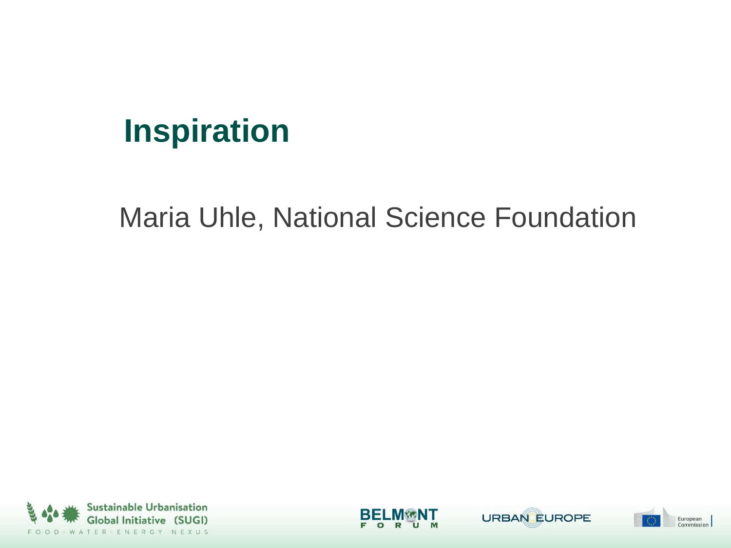# Inspiration

Maria Uhle, National Science Foundation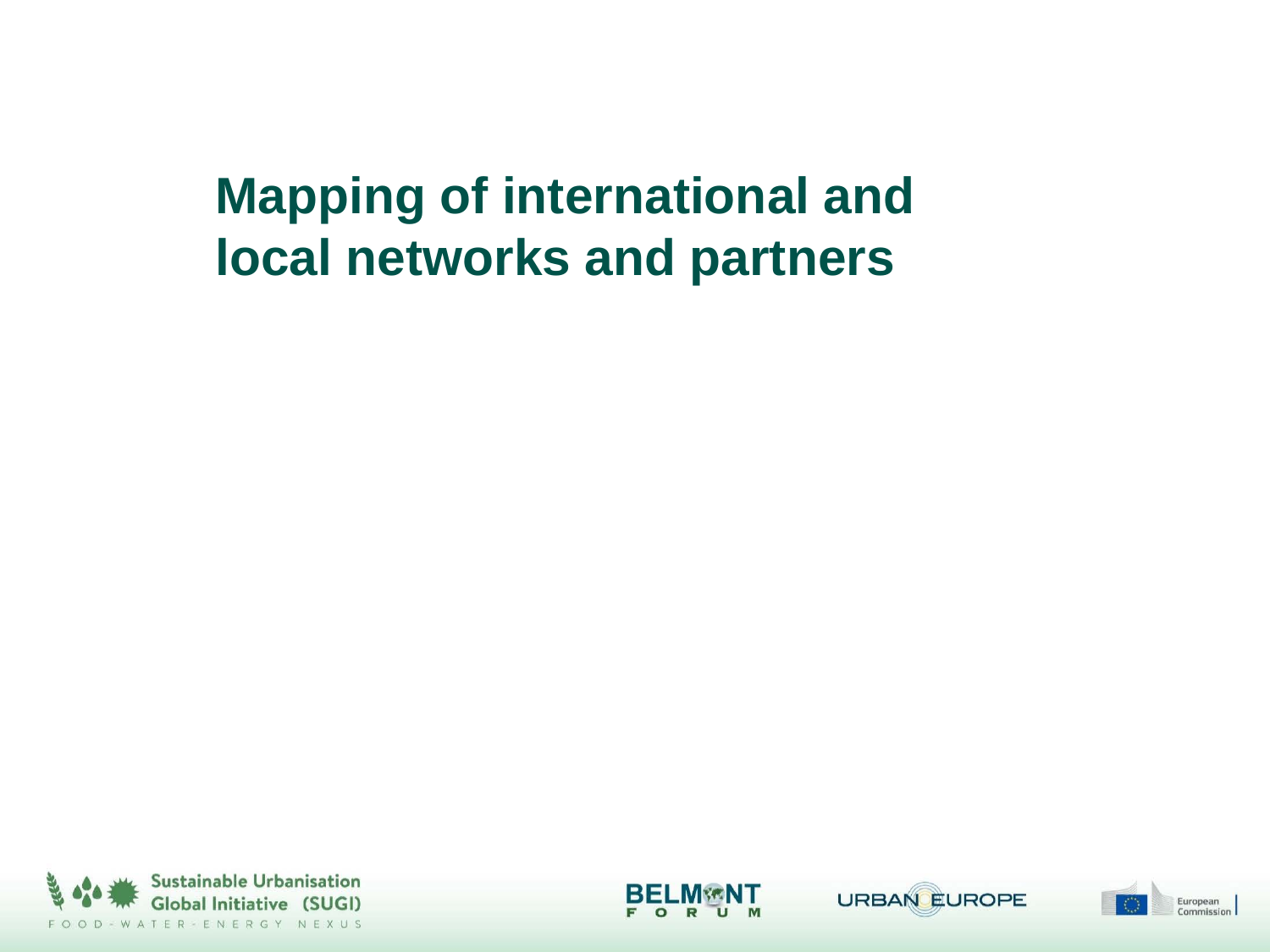# Mapping of international and local networks and partners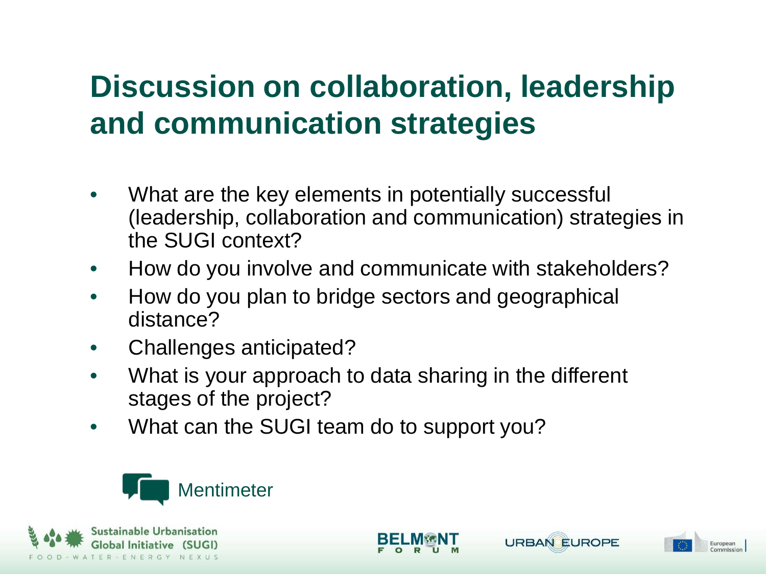# Discussion on collaboration, leadership and communication strategies

- What are the key elements in potentially successful (leadership, collaboration and communication) strategies in the SUGI context?
- How do you involve and communicate with stakeholders?
- How do you plan to bridge sectors and geographical distance?
- Challenges anticipated?
- What is your approach to data sharing in the different stages of the project?
- What can the SUGI team do to support you?

Mentimeter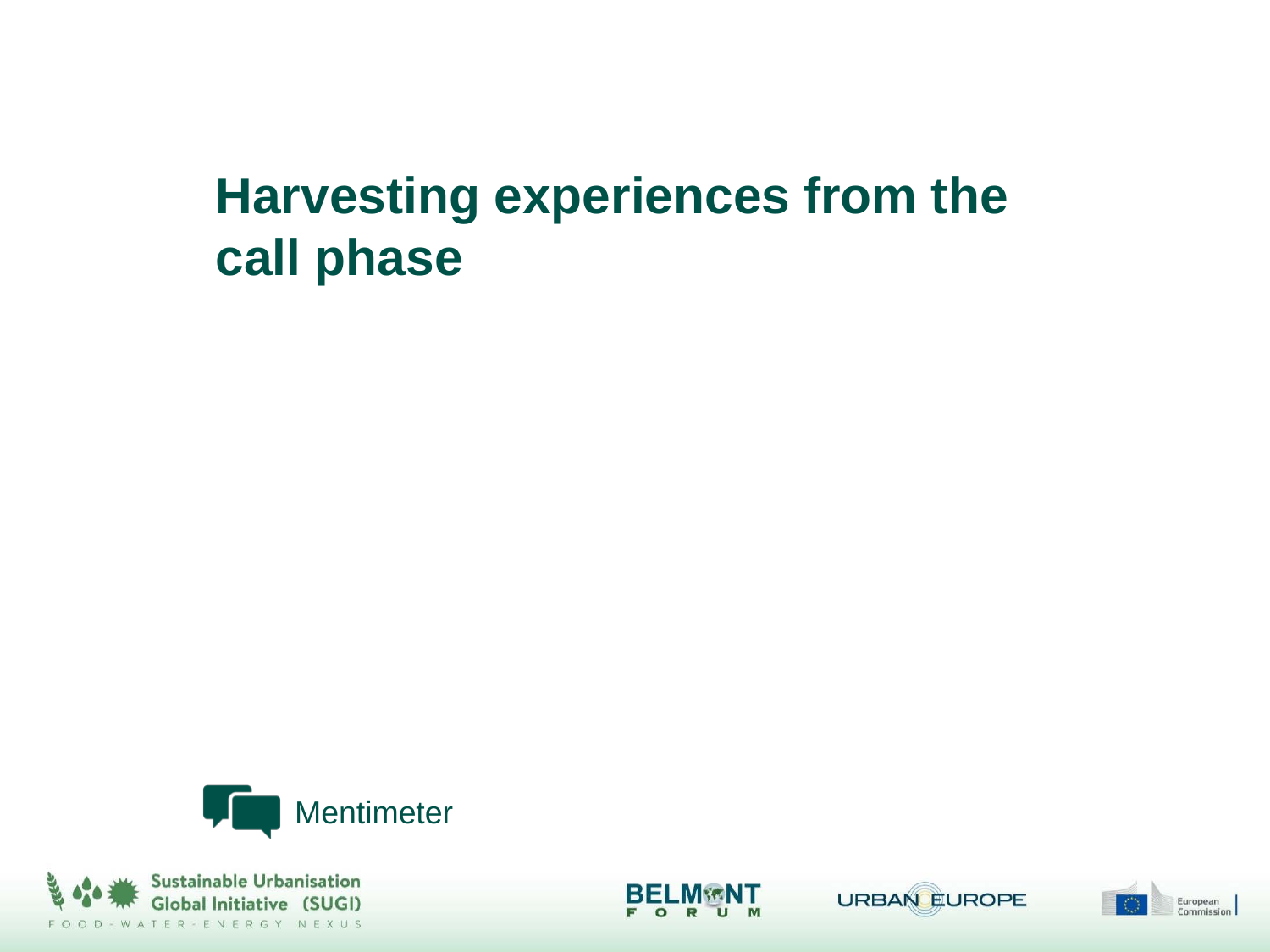# Harvesting experiences from the call phase

Mentimeter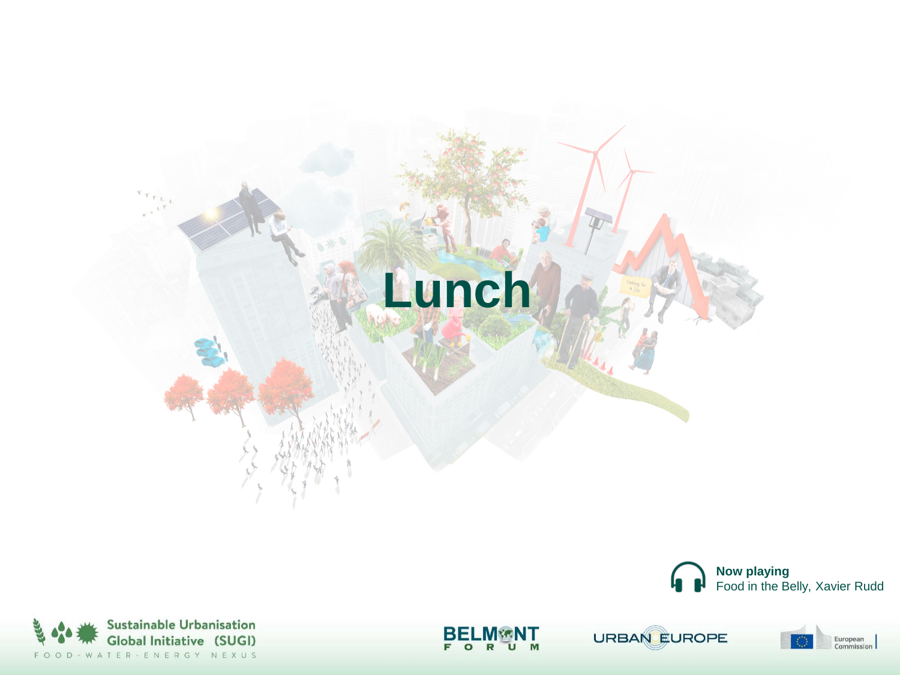# Lunch

**Now playing**
Food in the Belly, Xavier Rudd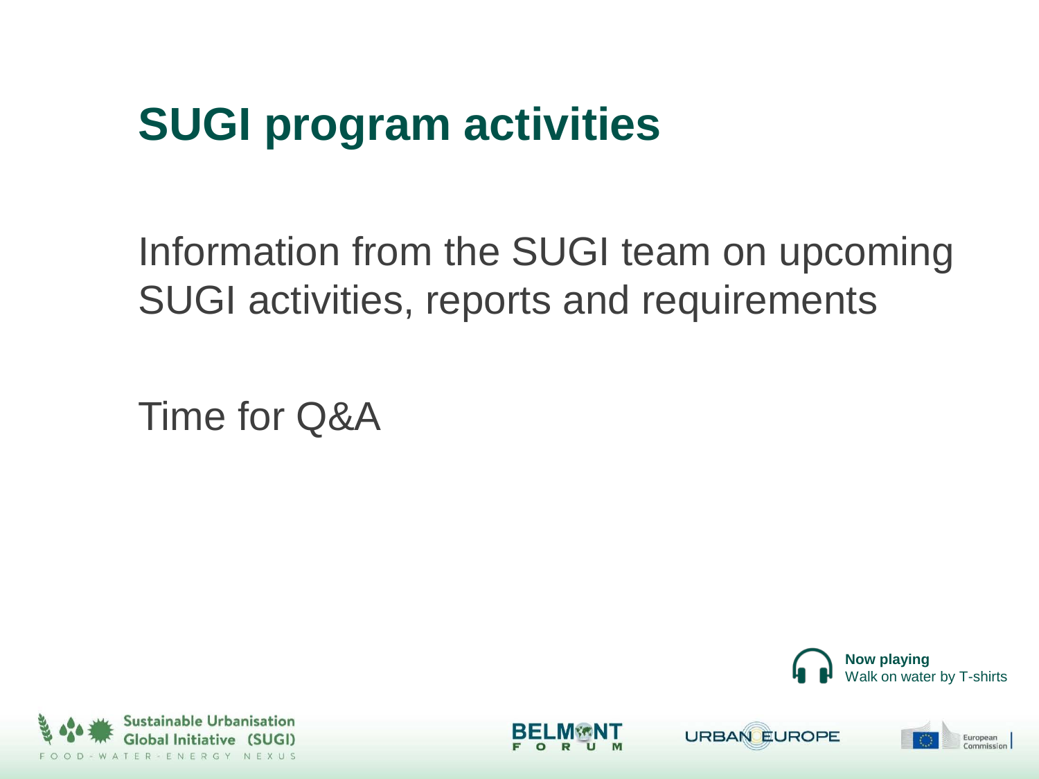# SUGI program activities

Information from the SUGI team on upcoming SUGI activities, reports and requirements

Time for Q&A

**Now playing**
Walk on water by T-shirts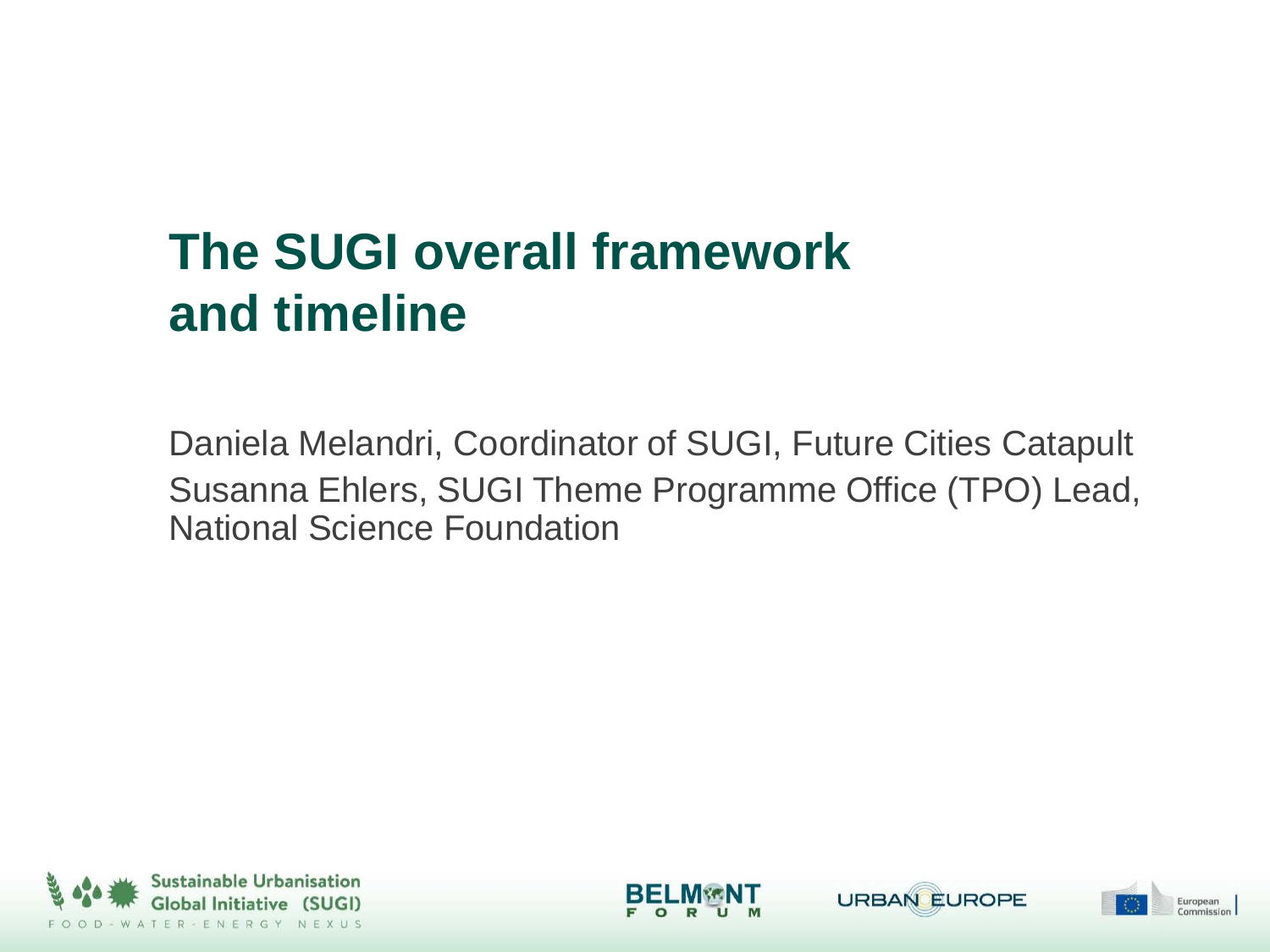# The SUGI overall framework and timeline

Daniela Melandri, Coordinator of SUGI, Future Cities Catapult

Susanna Ehlers, SUGI Theme Programme Office (TPO) Lead, National Science Foundation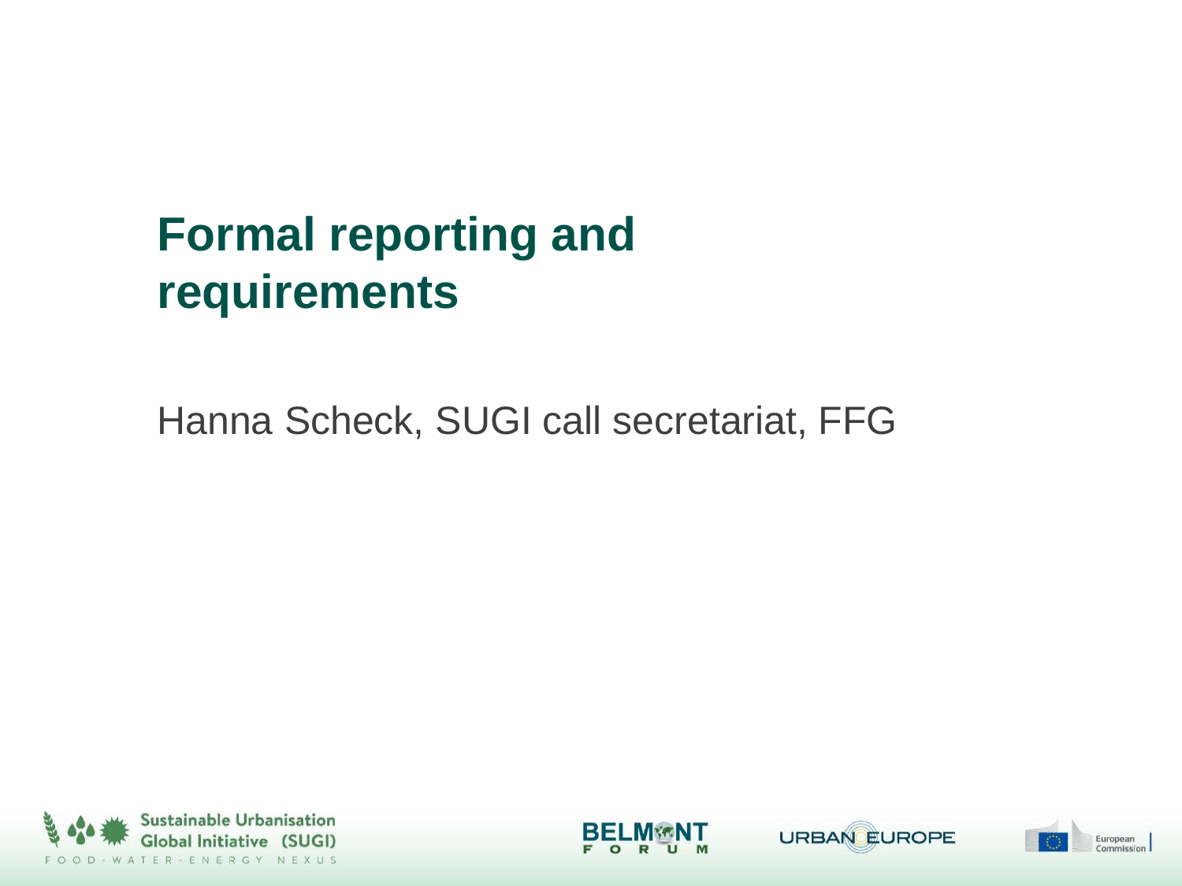# Formal reporting and requirements

Hanna Scheck, SUGI call secretariat, FFG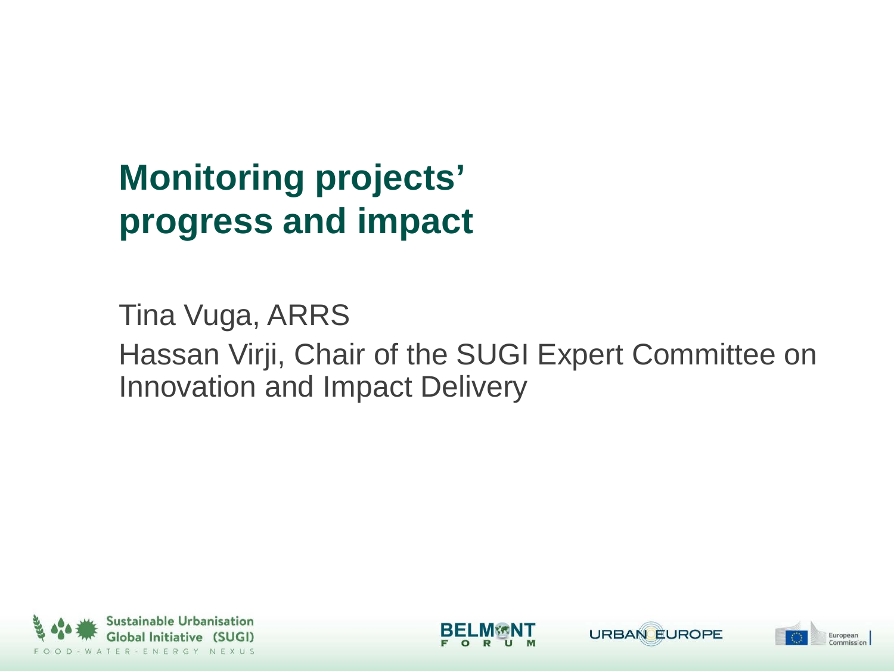# Monitoring projects' progress and impact

Tina Vuga, ARRS

Hassan Virji, Chair of the SUGI Expert Committee on Innovation and Impact Delivery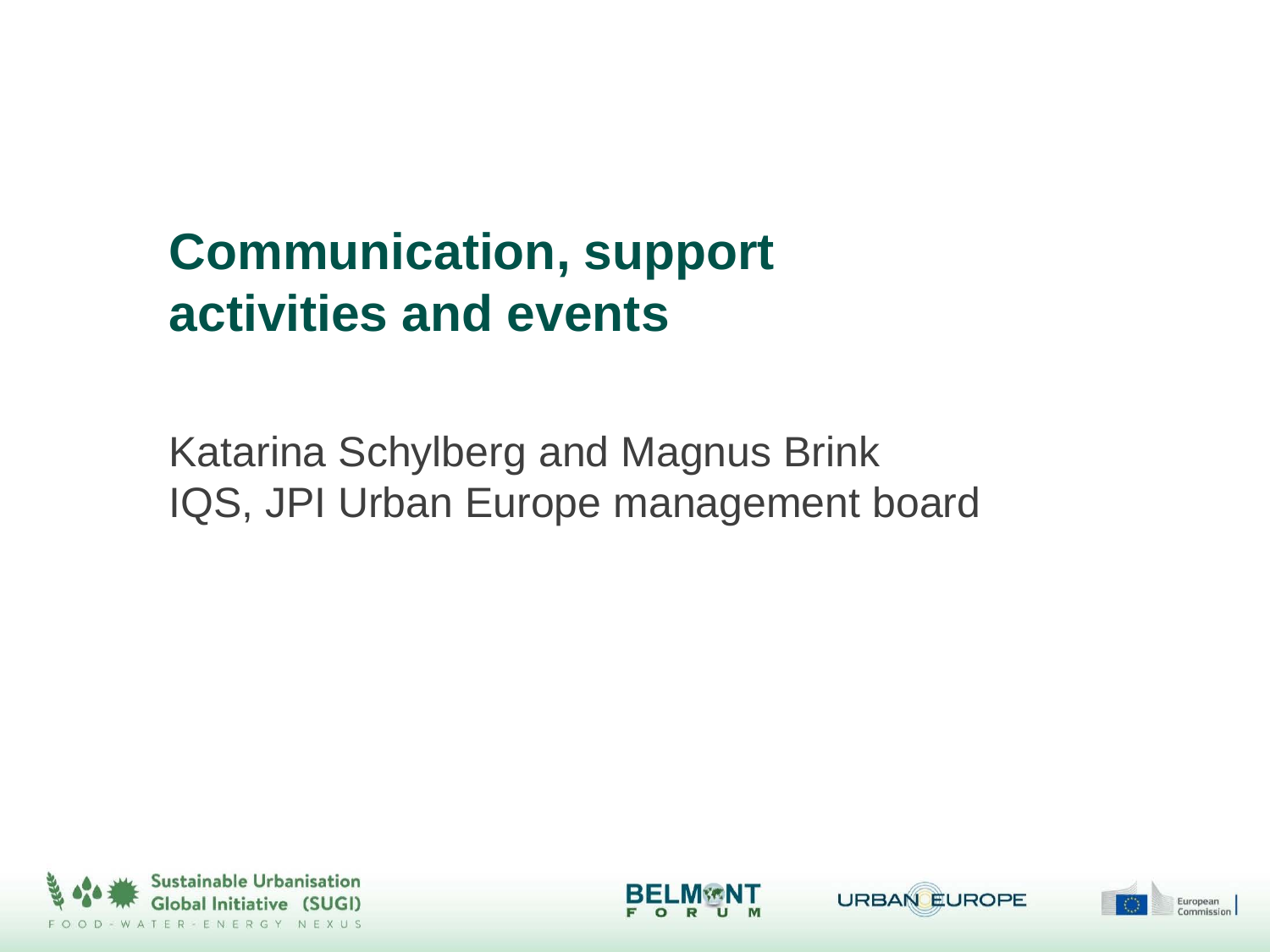# Communication, support activities and events

Katarina Schylberg and Magnus Brink
IQS, JPI Urban Europe management board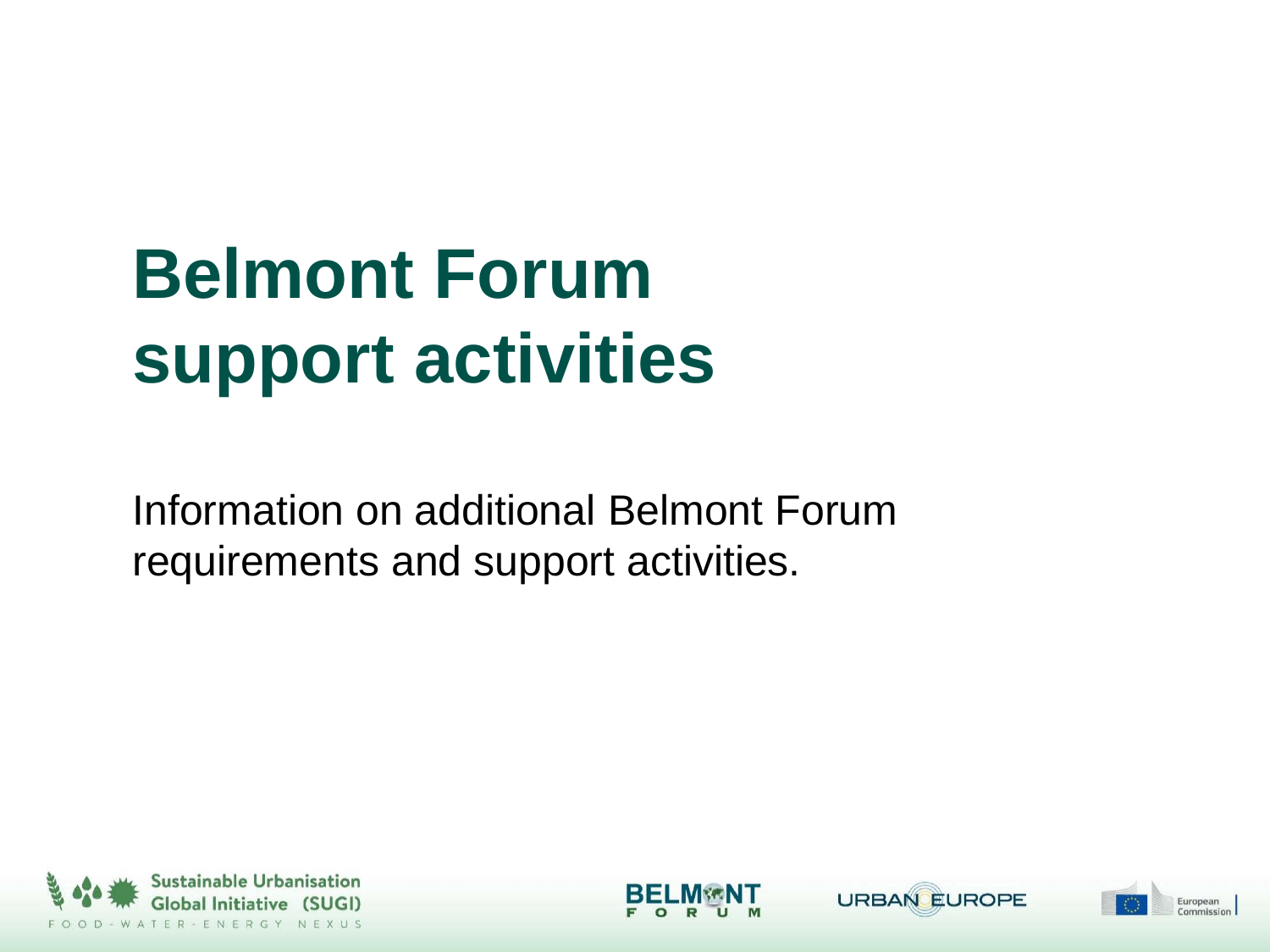# Belmont Forum support activities

Information on additional Belmont Forum requirements and support activities.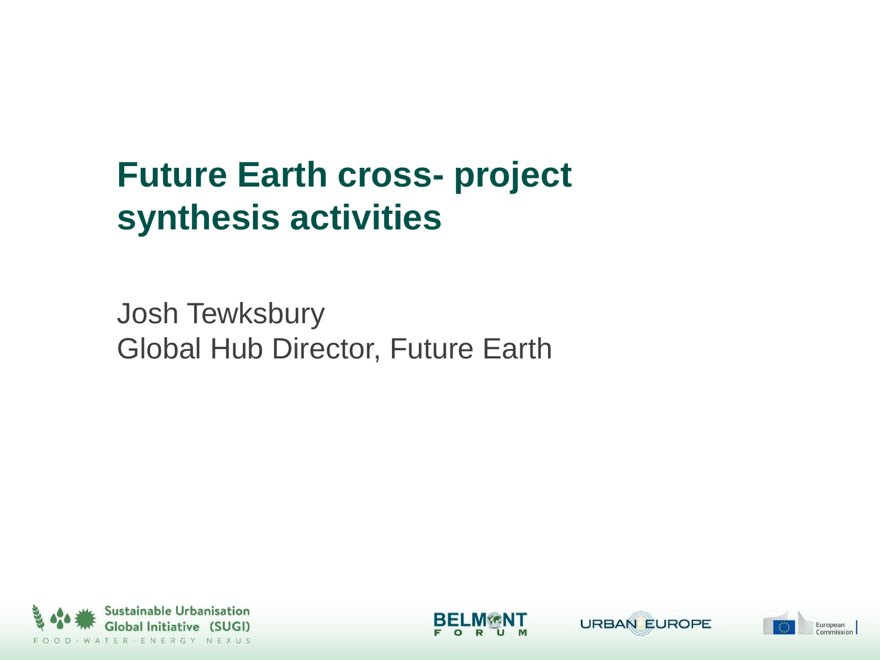# Future Earth cross- project synthesis activities

Josh Tewksbury
Global Hub Director, Future Earth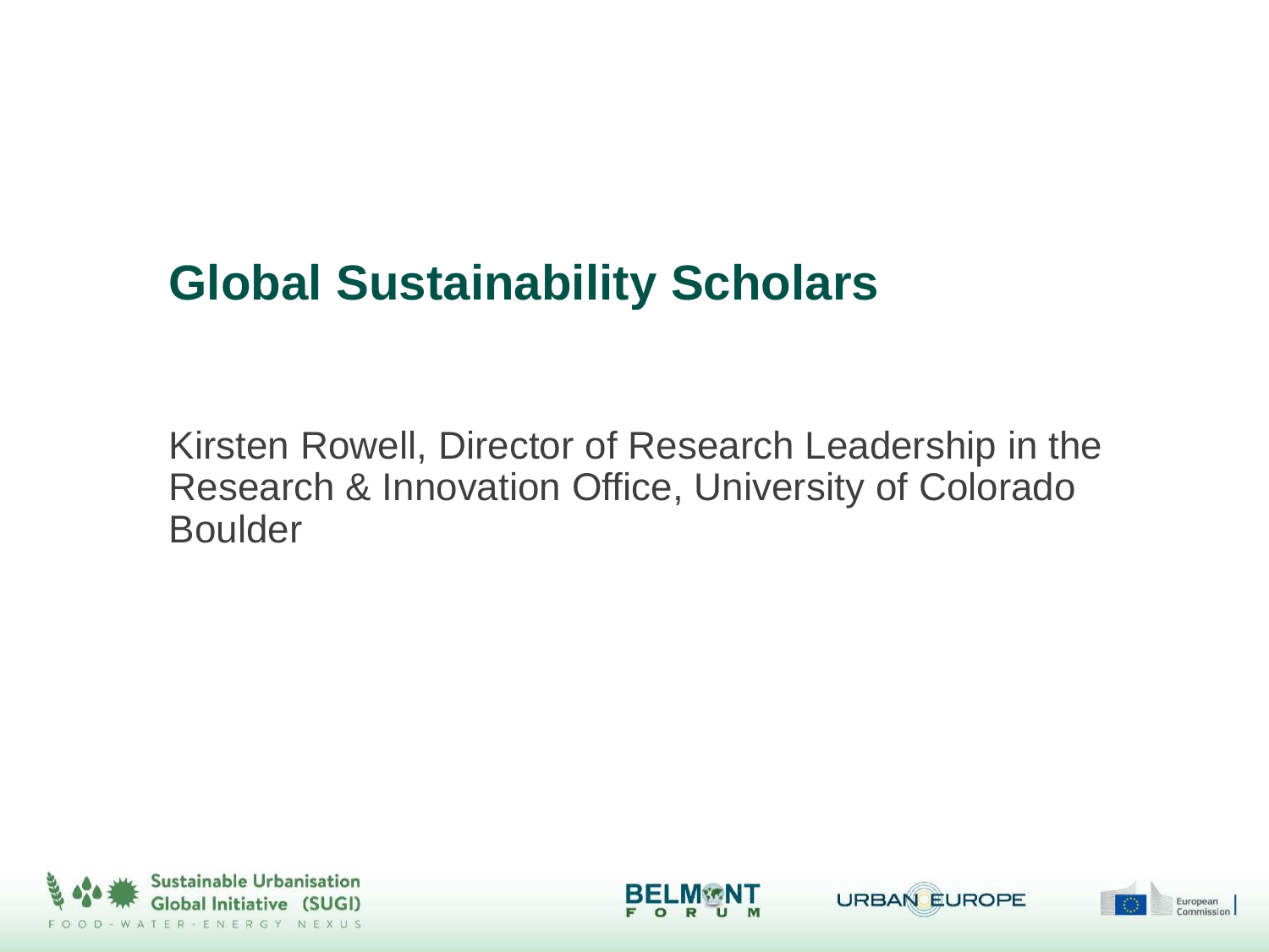# Global Sustainability Scholars

Kirsten Rowell, Director of Research Leadership in the Research & Innovation Office, University of Colorado Boulder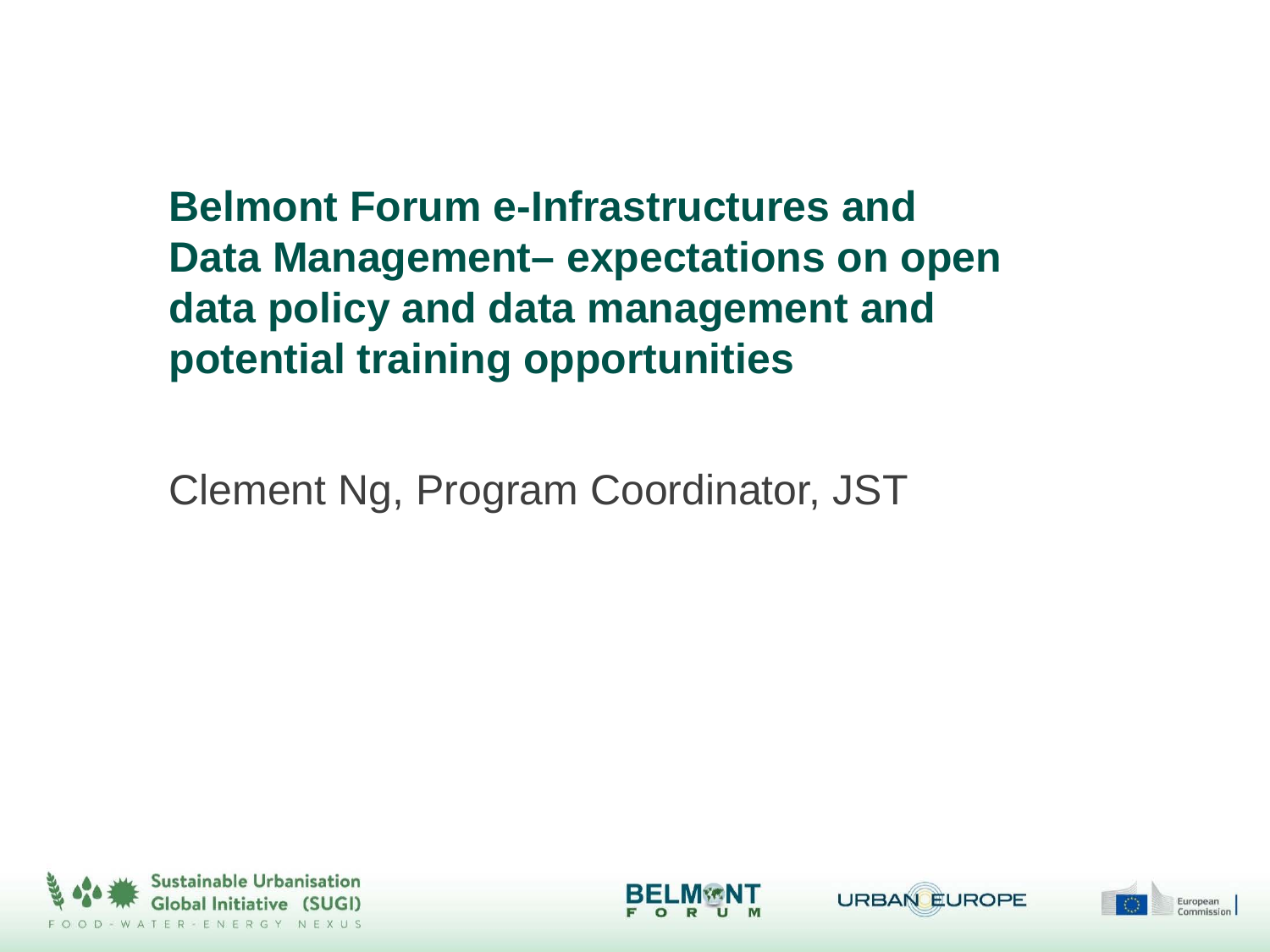# Belmont Forum e-Infrastructures and Data Management– expectations on open data policy and data management and potential training opportunities

Clement Ng, Program Coordinator, JST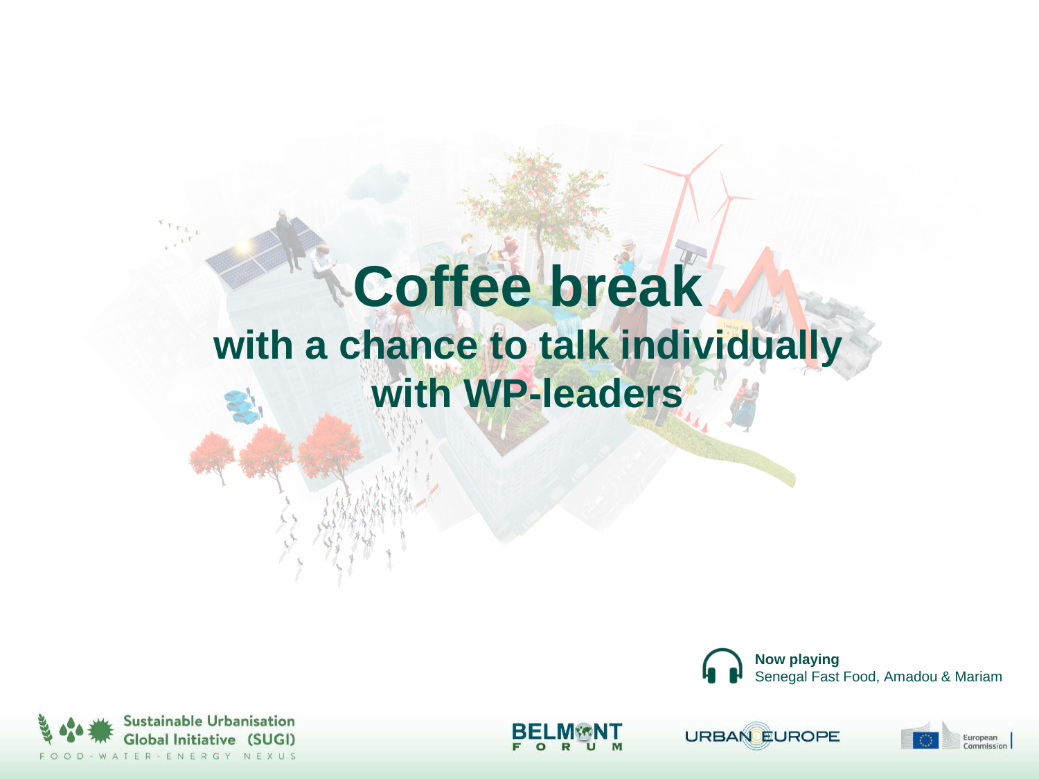# Coffee break

## with a chance to talk individually with WP-leaders

**Now playing**
Senegal Fast Food, Amadou & Mariam

Sustainable Urbanisation Global Initiative (SUGI)
FOOD-WATER-ENERGY NEXUS

BELMONT FORUM

URBAN EUROPE

European Commission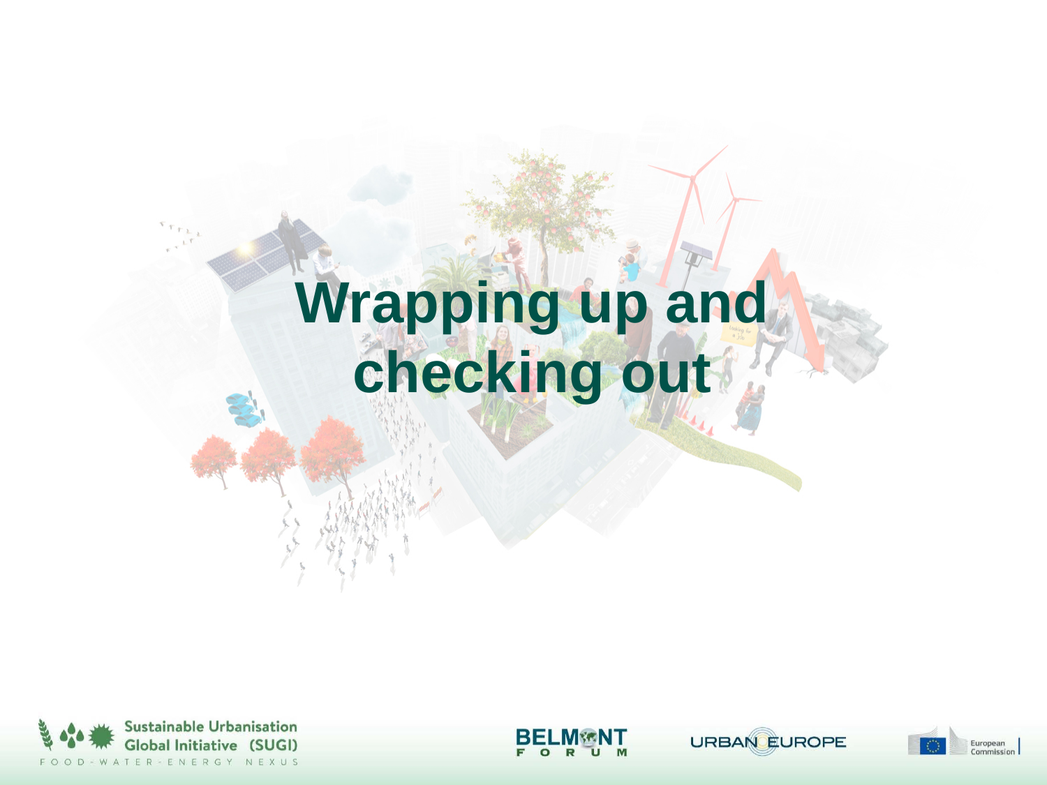# Wrapping up and checking out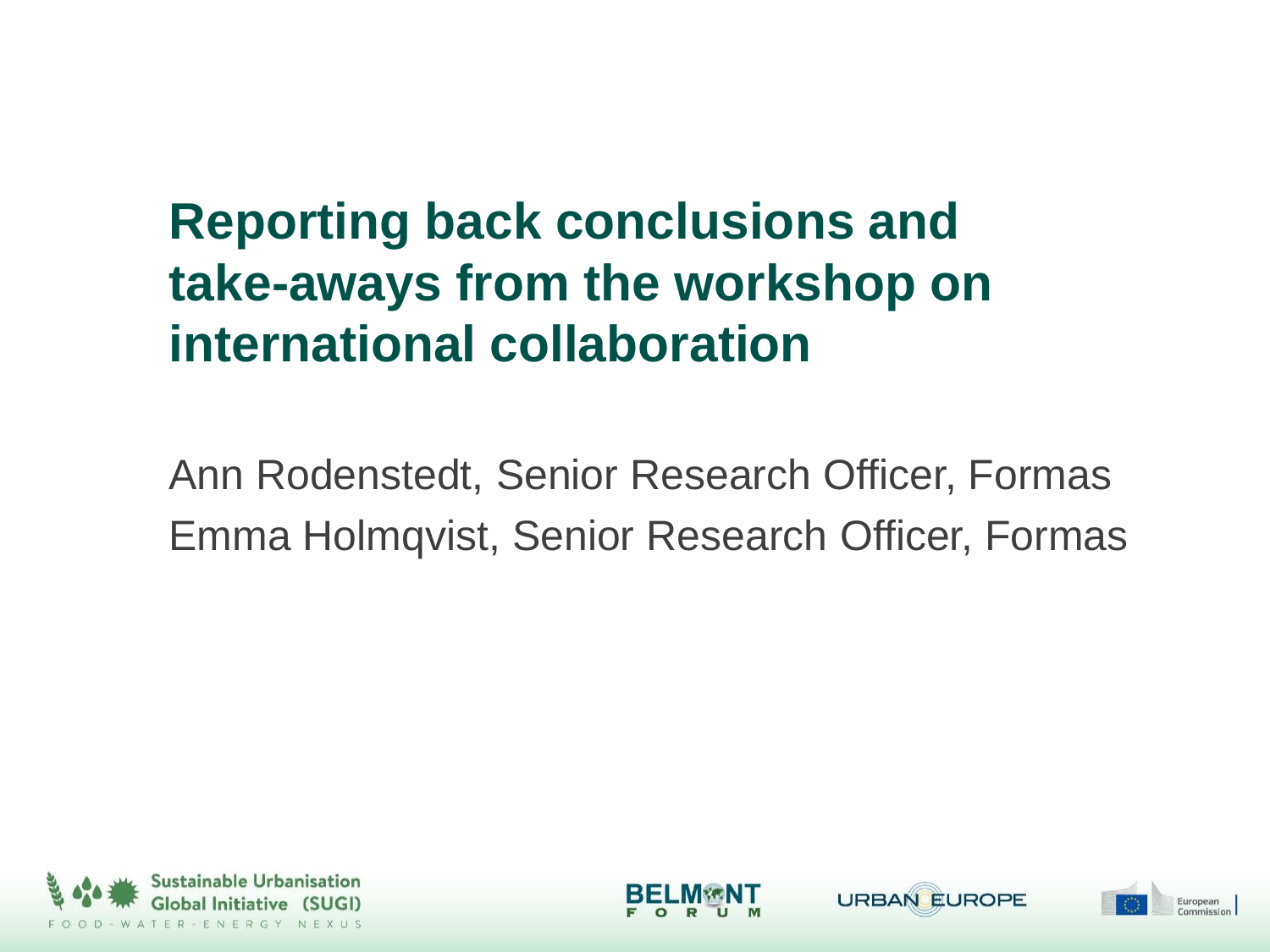# Reporting back conclusions and take-aways from the workshop on international collaboration

Ann Rodenstedt, Senior Research Officer, Formas
Emma Holmqvist, Senior Research Officer, Formas

Sustainable Urbanisation Global Initiative (SUGI)
FOOD-WATER-ENERGY NEXUS

BELMONT FORUM

URBAN EUROPE

European Commission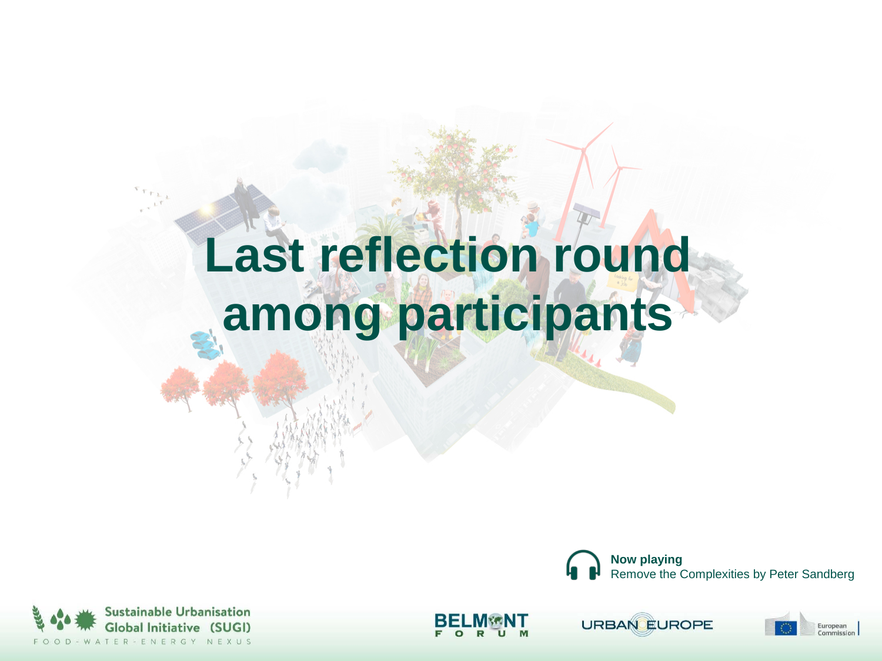# Last reflection round among participants

**Now playing**
Remove the Complexities by Peter Sandberg

Sustainable Urbanisation Global Initiative (SUGI)
FOOD - WATER - ENERGY NEXUS

BELMONT FORUM

URBAN EUROPE

European Commission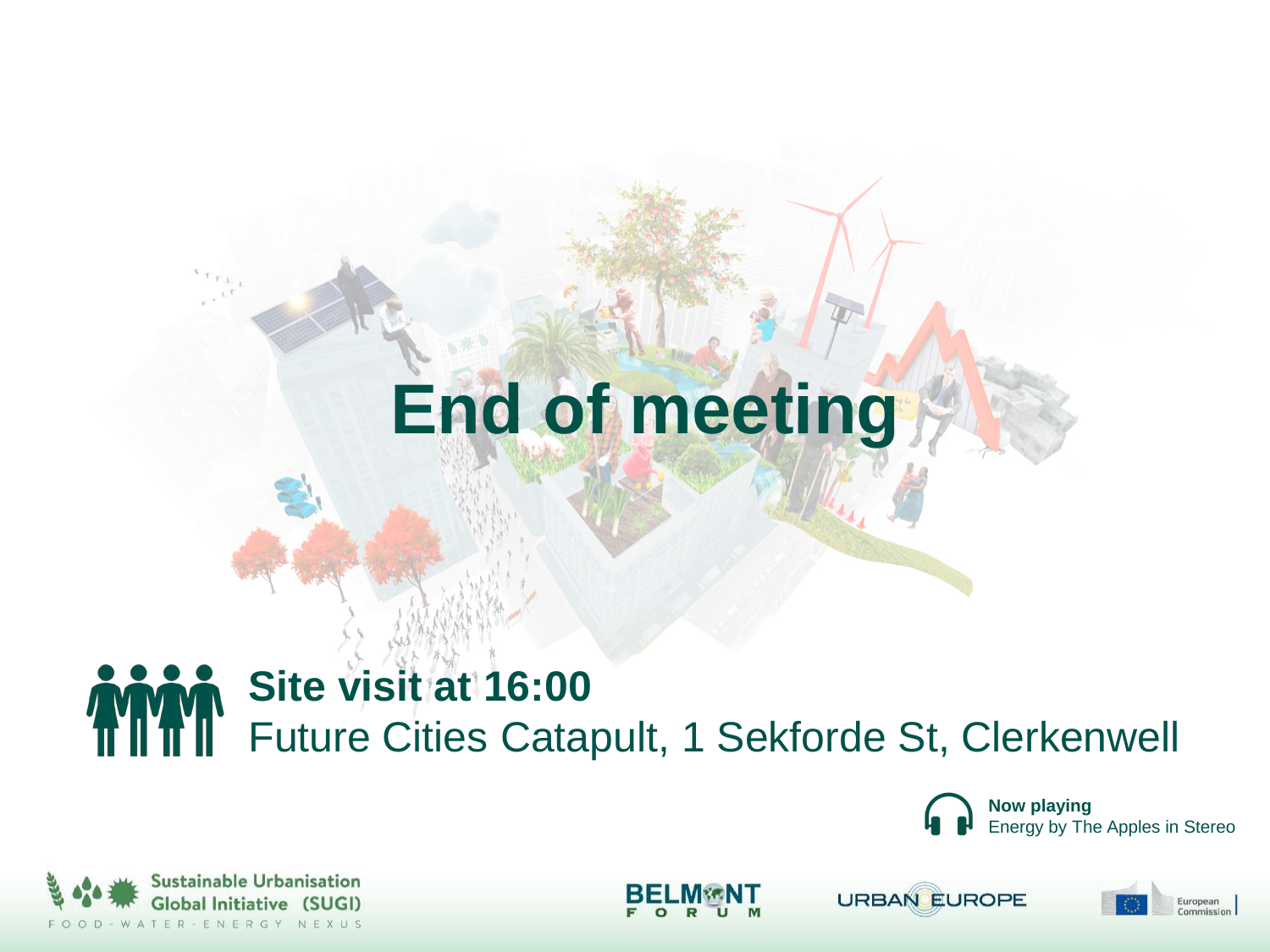# End of meeting

**Site visit at 16:00**
Future Cities Catapult, 1 Sekforde St, Clerkenwell

**Now playing**
Energy by The Apples in Stereo

Sustainable Urbanisation Global Initiative (SUGI)
FOOD - WATER - ENERGY NEXUS

BELMONT FORUM

URBAN EUROPE

European Commission